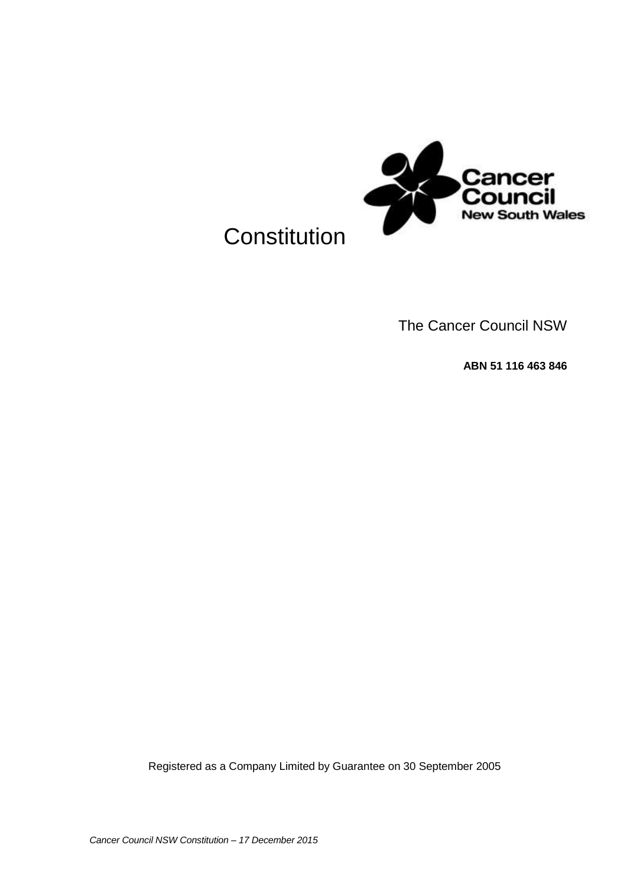# Constitution

The Cancer Council NSW

**ABN 51 116 463 846**

Registered as a Company Limited by Guarantee on 30 September 2005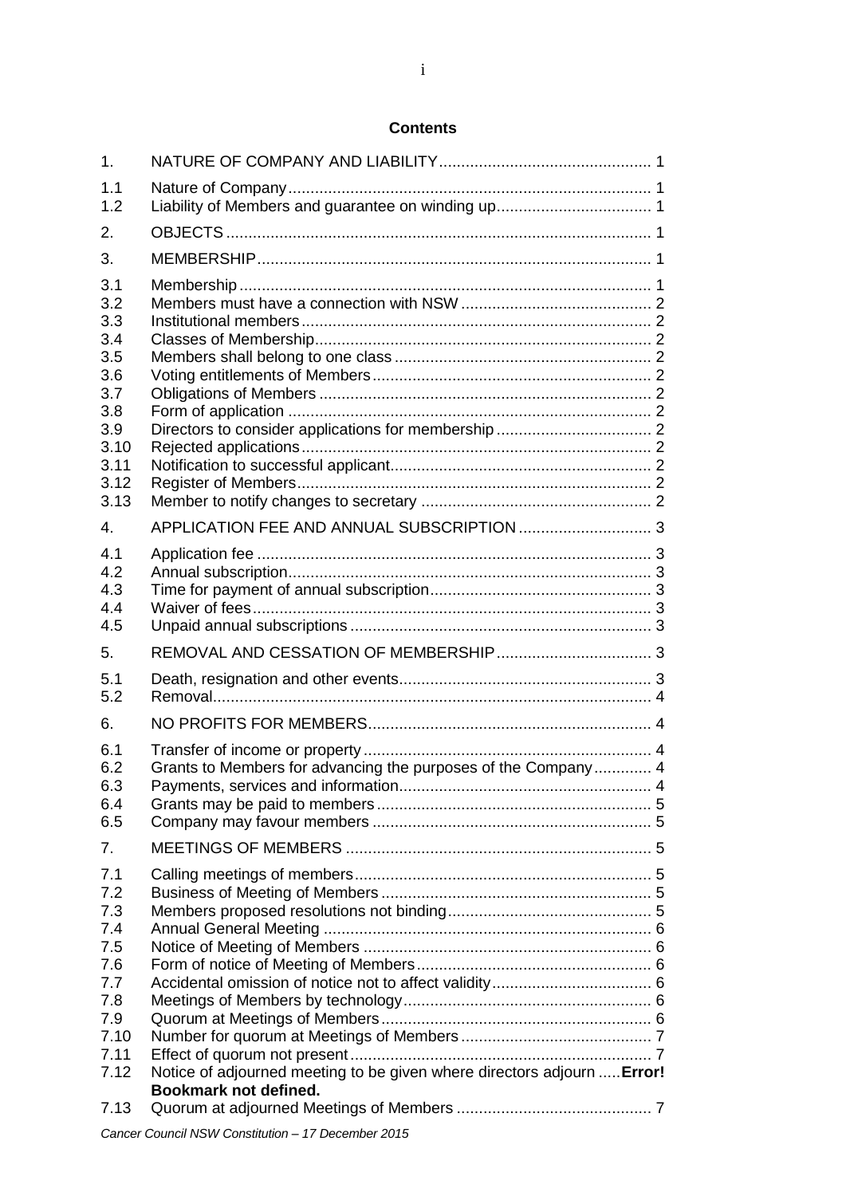**Contents**

| | | |
|---|---|---|
| 1. | NATURE OF COMPANY AND LIABILITY | 1 |
| 1.1 | Nature of Company | 1 |
| 1.2 | Liability of Members and guarantee on winding up | 1 |
| 2. | OBJECTS | 1 |
| 3. | MEMBERSHIP | 1 |
| 3.1 | Membership | 1 |
| 3.2 | Members must have a connection with NSW | 2 |
| 3.3 | Institutional members | 2 |
| 3.4 | Classes of Membership | 2 |
| 3.5 | Members shall belong to one class | 2 |
| 3.6 | Voting entitlements of Members | 2 |
| 3.7 | Obligations of Members | 2 |
| 3.8 | Form of application | 2 |
| 3.9 | Directors to consider applications for membership | 2 |
| 3.10 | Rejected applications | 2 |
| 3.11 | Notification to successful applicant | 2 |
| 3.12 | Register of Members | 2 |
| 3.13 | Member to notify changes to secretary | 2 |
| 4. | APPLICATION FEE AND ANNUAL SUBSCRIPTION | 3 |
| 4.1 | Application fee | 3 |
| 4.2 | Annual subscription | 3 |
| 4.3 | Time for payment of annual subscription | 3 |
| 4.4 | Waiver of fees | 3 |
| 4.5 | Unpaid annual subscriptions | 3 |
| 5. | REMOVAL AND CESSATION OF MEMBERSHIP | 3 |
| 5.1 | Death, resignation and other events | 3 |
| 5.2 | Removal | 4 |
| 6. | NO PROFITS FOR MEMBERS | 4 |
| 6.1 | Transfer of income or property | 4 |
| 6.2 | Grants to Members for advancing the purposes of the Company | 4 |
| 6.3 | Payments, services and information | 4 |
| 6.4 | Grants may be paid to members | 5 |
| 6.5 | Company may favour members | 5 |
| 7. | MEETINGS OF MEMBERS | 5 |
| 7.1 | Calling meetings of members | 5 |
| 7.2 | Business of Meeting of Members | 5 |
| 7.3 | Members proposed resolutions not binding | 5 |
| 7.4 | Annual General Meeting | 6 |
| 7.5 | Notice of Meeting of Members | 6 |
| 7.6 | Form of notice of Meeting of Members | 6 |
| 7.7 | Accidental omission of notice not to affect validity | 6 |
| 7.8 | Meetings of Members by technology | 6 |
| 7.9 | Quorum at Meetings of Members | 6 |
| 7.10 | Number for quorum at Meetings of Members | 7 |
| 7.11 | Effect of quorum not present | 7 |
| 7.12 | Notice of adjourned meeting to be given where directors adjourn | **Error! Bookmark not defined.** |
| 7.13 | Quorum at adjourned Meetings of Members | 7 |

*Cancer Council NSW Constitution – 17 December 2015*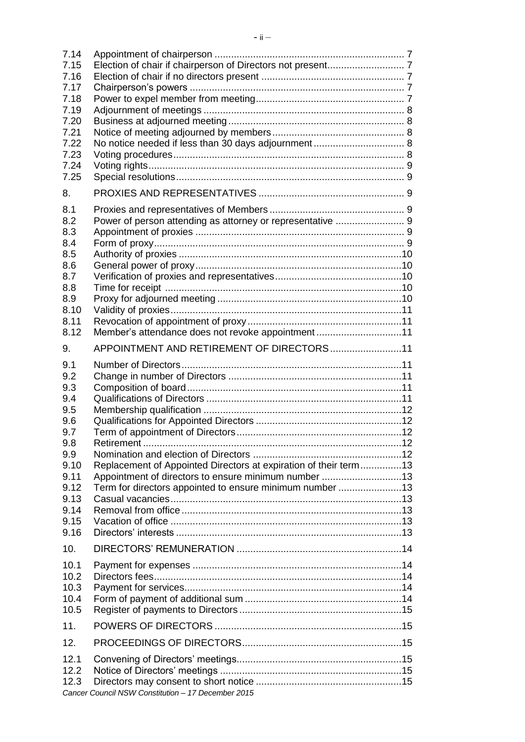| | | |
|---|---|---|
| 7.14 | Appointment of chairperson | 7 |
| 7.15 | Election of chair if chairperson of Directors not present | 7 |
| 7.16 | Election of chair if no directors present | 7 |
| 7.17 | Chairperson's powers | 7 |
| 7.18 | Power to expel member from meeting | 7 |
| 7.19 | Adjournment of meetings | 8 |
| 7.20 | Business at adjourned meeting | 8 |
| 7.21 | Notice of meeting adjourned by members | 8 |
| 7.22 | No notice needed if less than 30 days adjournment | 8 |
| 7.23 | Voting procedures | 8 |
| 7.24 | Voting rights | 9 |
| 7.25 | Special resolutions | 9 |
| 8. | PROXIES AND REPRESENTATIVES | 9 |
| 8.1 | Proxies and representatives of Members | 9 |
| 8.2 | Power of person attending as attorney or representative | 9 |
| 8.3 | Appointment of proxies | 9 |
| 8.4 | Form of proxy | 9 |
| 8.5 | Authority of proxies | 10 |
| 8.6 | General power of proxy | 10 |
| 8.7 | Verification of proxies and representatives | 10 |
| 8.8 | Time for receipt | 10 |
| 8.9 | Proxy for adjourned meeting | 10 |
| 8.10 | Validity of proxies | 11 |
| 8.11 | Revocation of appointment of proxy | 11 |
| 8.12 | Member's attendance does not revoke appointment | 11 |
| 9. | APPOINTMENT AND RETIREMENT OF DIRECTORS | 11 |
| 9.1 | Number of Directors | 11 |
| 9.2 | Change in number of Directors | 11 |
| 9.3 | Composition of board | 11 |
| 9.4 | Qualifications of Directors | 11 |
| 9.5 | Membership qualification | 12 |
| 9.6 | Qualifications for Appointed Directors | 12 |
| 9.7 | Term of appointment of Directors | 12 |
| 9.8 | Retirement | 12 |
| 9.9 | Nomination and election of Directors | 12 |
| 9.10 | Replacement of Appointed Directors at expiration of their term | 13 |
| 9.11 | Appointment of directors to ensure minimum number | 13 |
| 9.12 | Term for directors appointed to ensure minimum number | 13 |
| 9.13 | Casual vacancies | 13 |
| 9.14 | Removal from office | 13 |
| 9.15 | Vacation of office | 13 |
| 9.16 | Directors' interests | 13 |
| 10. | DIRECTORS' REMUNERATION | 14 |
| 10.1 | Payment for expenses | 14 |
| 10.2 | Directors fees | 14 |
| 10.3 | Payment for services | 14 |
| 10.4 | Form of payment of additional sum | 14 |
| 10.5 | Register of payments to Directors | 15 |
| 11. | POWERS OF DIRECTORS | 15 |
| 12. | PROCEEDINGS OF DIRECTORS | 15 |
| 12.1 | Convening of Directors' meetings | 15 |
| 12.2 | Notice of Directors' meetings | 15 |
| 12.3 | Directors may consent to short notice | 15 |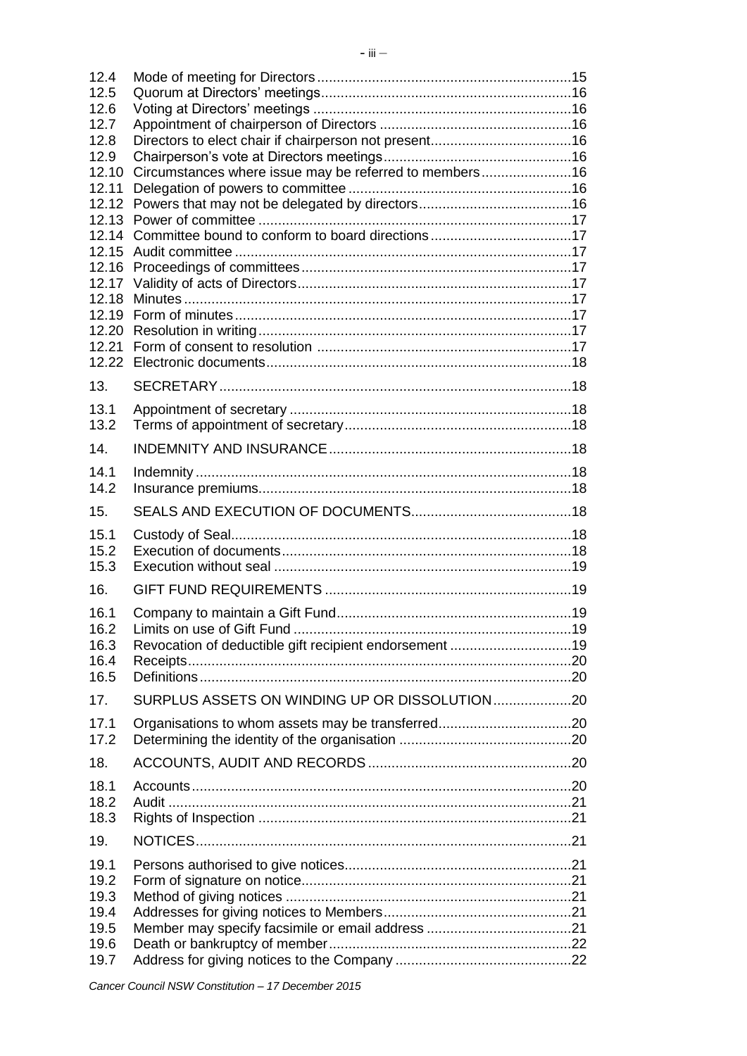| | | |
|---|---|---|
| 12.4 | Mode of meeting for Directors | 15 |
| 12.5 | Quorum at Directors' meetings | 16 |
| 12.6 | Voting at Directors' meetings | 16 |
| 12.7 | Appointment of chairperson of Directors | 16 |
| 12.8 | Directors to elect chair if chairperson not present | 16 |
| 12.9 | Chairperson's vote at Directors meetings | 16 |
| 12.10 | Circumstances where issue may be referred to members | 16 |
| 12.11 | Delegation of powers to committee | 16 |
| 12.12 | Powers that may not be delegated by directors | 16 |
| 12.13 | Power of committee | 17 |
| 12.14 | Committee bound to conform to board directions | 17 |
| 12.15 | Audit committee | 17 |
| 12.16 | Proceedings of committees | 17 |
| 12.17 | Validity of acts of Directors | 17 |
| 12.18 | Minutes | 17 |
| 12.19 | Form of minutes | 17 |
| 12.20 | Resolution in writing | 17 |
| 12.21 | Form of consent to resolution | 17 |
| 12.22 | Electronic documents | 18 |
| 13. | SECRETARY | 18 |
| 13.1 | Appointment of secretary | 18 |
| 13.2 | Terms of appointment of secretary | 18 |
| 14. | INDEMNITY AND INSURANCE | 18 |
| 14.1 | Indemnity | 18 |
| 14.2 | Insurance premiums | 18 |
| 15. | SEALS AND EXECUTION OF DOCUMENTS | 18 |
| 15.1 | Custody of Seal | 18 |
| 15.2 | Execution of documents | 18 |
| 15.3 | Execution without seal | 19 |
| 16. | GIFT FUND REQUIREMENTS | 19 |
| 16.1 | Company to maintain a Gift Fund | 19 |
| 16.2 | Limits on use of Gift Fund | 19 |
| 16.3 | Revocation of deductible gift recipient endorsement | 19 |
| 16.4 | Receipts | 20 |
| 16.5 | Definitions | 20 |
| 17. | SURPLUS ASSETS ON WINDING UP OR DISSOLUTION | 20 |
| 17.1 | Organisations to whom assets may be transferred | 20 |
| 17.2 | Determining the identity of the organisation | 20 |
| 18. | ACCOUNTS, AUDIT AND RECORDS | 20 |
| 18.1 | Accounts | 20 |
| 18.2 | Audit | 21 |
| 18.3 | Rights of Inspection | 21 |
| 19. | NOTICES | 21 |
| 19.1 | Persons authorised to give notices | 21 |
| 19.2 | Form of signature on notice | 21 |
| 19.3 | Method of giving notices | 21 |
| 19.4 | Addresses for giving notices to Members | 21 |
| 19.5 | Member may specify facsimile or email address | 21 |
| 19.6 | Death or bankruptcy of member | 22 |
| 19.7 | Address for giving notices to the Company | 22 |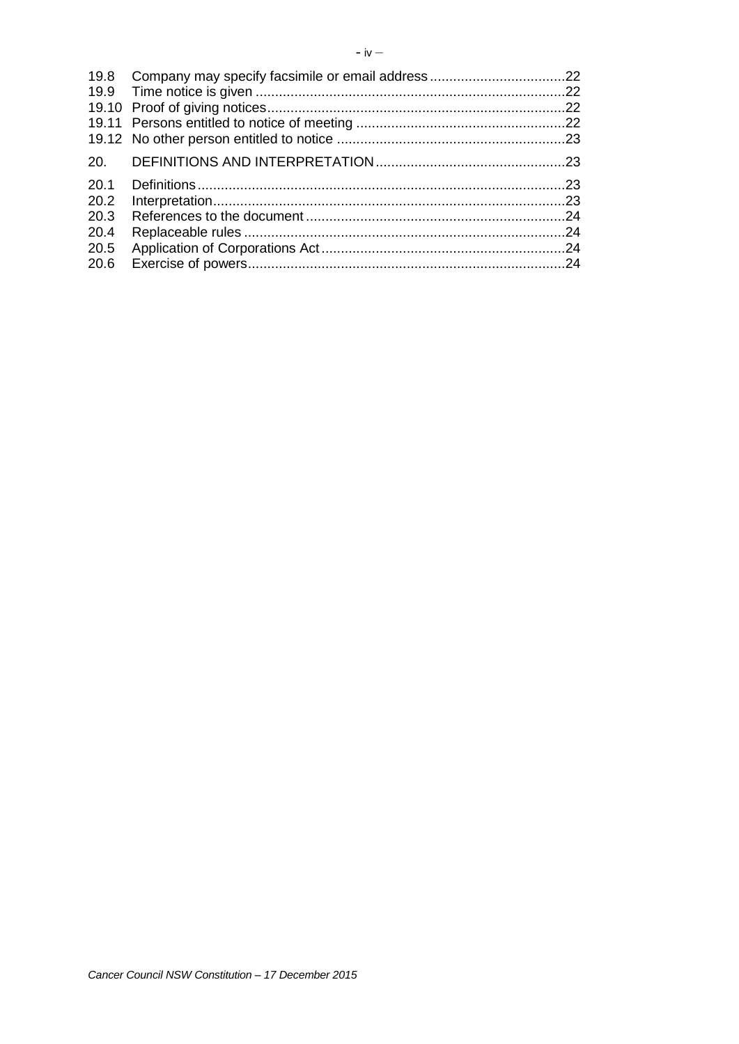19.8 Company may specify facsimile or email address .....22
19.9 Time notice is given .....22
19.10 Proof of giving notices .....22
19.11 Persons entitled to notice of meeting .....22
19.12 No other person entitled to notice .....23

20. DEFINITIONS AND INTERPRETATION .....23

20.1 Definitions .....23
20.2 Interpretation .....23
20.3 References to the document .....24
20.4 Replaceable rules .....24
20.5 Application of Corporations Act .....24
20.6 Exercise of powers .....24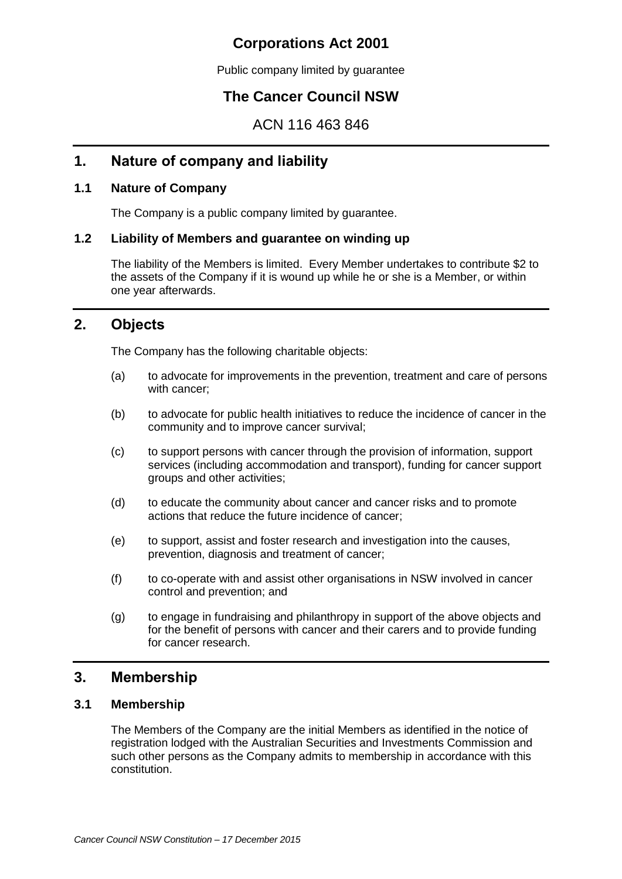# Corporations Act 2001

Public company limited by guarantee

## The Cancer Council NSW

ACN 116 463 846

## 1. Nature of company and liability

### 1.1 Nature of Company

The Company is a public company limited by guarantee.

### 1.2 Liability of Members and guarantee on winding up

The liability of the Members is limited. Every Member undertakes to contribute $2 to the assets of the Company if it is wound up while he or she is a Member, or within one year afterwards.

## 2. Objects

The Company has the following charitable objects:

(a) to advocate for improvements in the prevention, treatment and care of persons with cancer;

(b) to advocate for public health initiatives to reduce the incidence of cancer in the community and to improve cancer survival;

(c) to support persons with cancer through the provision of information, support services (including accommodation and transport), funding for cancer support groups and other activities;

(d) to educate the community about cancer and cancer risks and to promote actions that reduce the future incidence of cancer;

(e) to support, assist and foster research and investigation into the causes, prevention, diagnosis and treatment of cancer;

(f) to co-operate with and assist other organisations in NSW involved in cancer control and prevention; and

(g) to engage in fundraising and philanthropy in support of the above objects and for the benefit of persons with cancer and their carers and to provide funding for cancer research.

## 3. Membership

### 3.1 Membership

The Members of the Company are the initial Members as identified in the notice of registration lodged with the Australian Securities and Investments Commission and such other persons as the Company admits to membership in accordance with this constitution.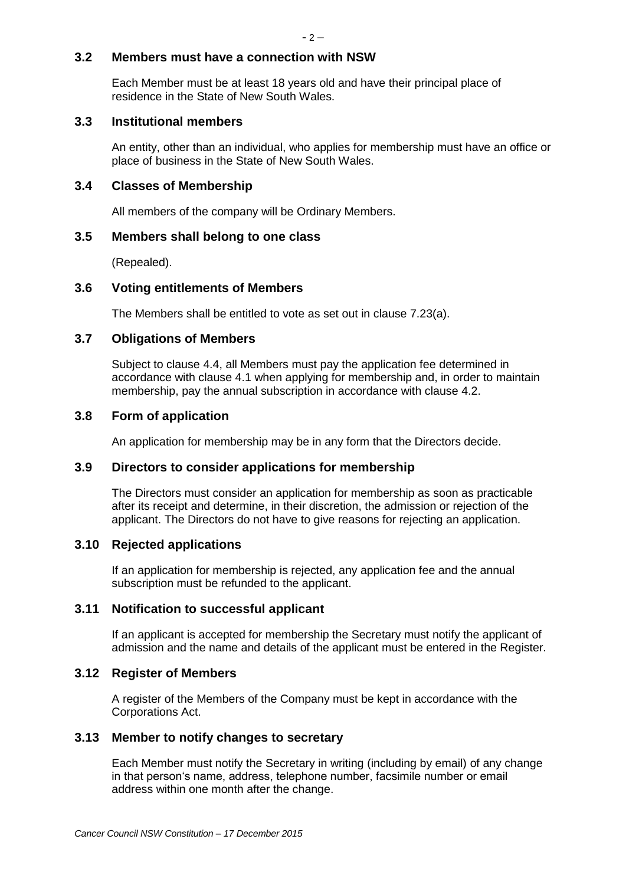### 3.2 Members must have a connection with NSW

Each Member must be at least 18 years old and have their principal place of residence in the State of New South Wales.

### 3.3 Institutional members

An entity, other than an individual, who applies for membership must have an office or place of business in the State of New South Wales.

### 3.4 Classes of Membership

All members of the company will be Ordinary Members.

### 3.5 Members shall belong to one class

(Repealed).

### 3.6 Voting entitlements of Members

The Members shall be entitled to vote as set out in clause 7.23(a).

### 3.7 Obligations of Members

Subject to clause 4.4, all Members must pay the application fee determined in accordance with clause 4.1 when applying for membership and, in order to maintain membership, pay the annual subscription in accordance with clause 4.2.

### 3.8 Form of application

An application for membership may be in any form that the Directors decide.

### 3.9 Directors to consider applications for membership

The Directors must consider an application for membership as soon as practicable after its receipt and determine, in their discretion, the admission or rejection of the applicant. The Directors do not have to give reasons for rejecting an application.

### 3.10 Rejected applications

If an application for membership is rejected, any application fee and the annual subscription must be refunded to the applicant.

### 3.11 Notification to successful applicant

If an applicant is accepted for membership the Secretary must notify the applicant of admission and the name and details of the applicant must be entered in the Register.

### 3.12 Register of Members

A register of the Members of the Company must be kept in accordance with the Corporations Act.

### 3.13 Member to notify changes to secretary

Each Member must notify the Secretary in writing (including by email) of any change in that person's name, address, telephone number, facsimile number or email address within one month after the change.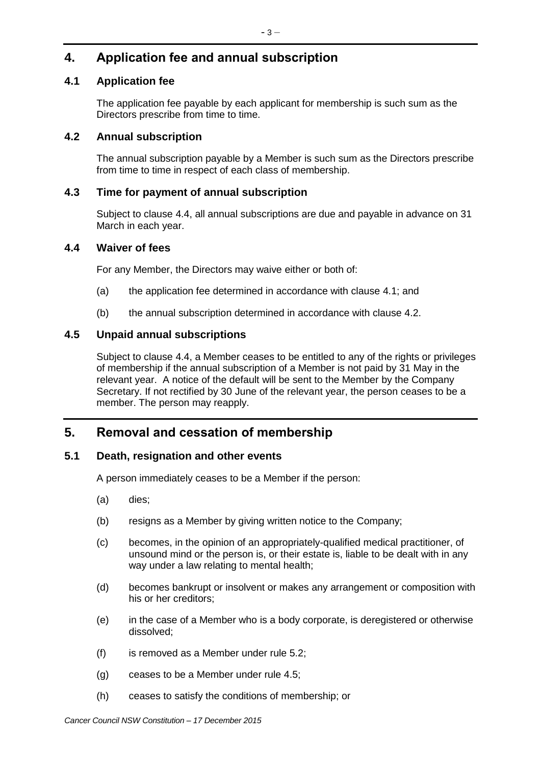## 4. Application fee and annual subscription

### 4.1 Application fee

The application fee payable by each applicant for membership is such sum as the Directors prescribe from time to time.

### 4.2 Annual subscription

The annual subscription payable by a Member is such sum as the Directors prescribe from time to time in respect of each class of membership.

### 4.3 Time for payment of annual subscription

Subject to clause 4.4, all annual subscriptions are due and payable in advance on 31 March in each year.

### 4.4 Waiver of fees

For any Member, the Directors may waive either or both of:

(a) the application fee determined in accordance with clause 4.1; and

(b) the annual subscription determined in accordance with clause 4.2.

### 4.5 Unpaid annual subscriptions

Subject to clause 4.4, a Member ceases to be entitled to any of the rights or privileges of membership if the annual subscription of a Member is not paid by 31 May in the relevant year. A notice of the default will be sent to the Member by the Company Secretary. If not rectified by 30 June of the relevant year, the person ceases to be a member. The person may reapply.

## 5. Removal and cessation of membership

### 5.1 Death, resignation and other events

A person immediately ceases to be a Member if the person:

(a) dies;

(b) resigns as a Member by giving written notice to the Company;

(c) becomes, in the opinion of an appropriately-qualified medical practitioner, of unsound mind or the person is, or their estate is, liable to be dealt with in any way under a law relating to mental health;

(d) becomes bankrupt or insolvent or makes any arrangement or composition with his or her creditors;

(e) in the case of a Member who is a body corporate, is deregistered or otherwise dissolved;

(f) is removed as a Member under rule 5.2;

(g) ceases to be a Member under rule 4.5;

(h) ceases to satisfy the conditions of membership; or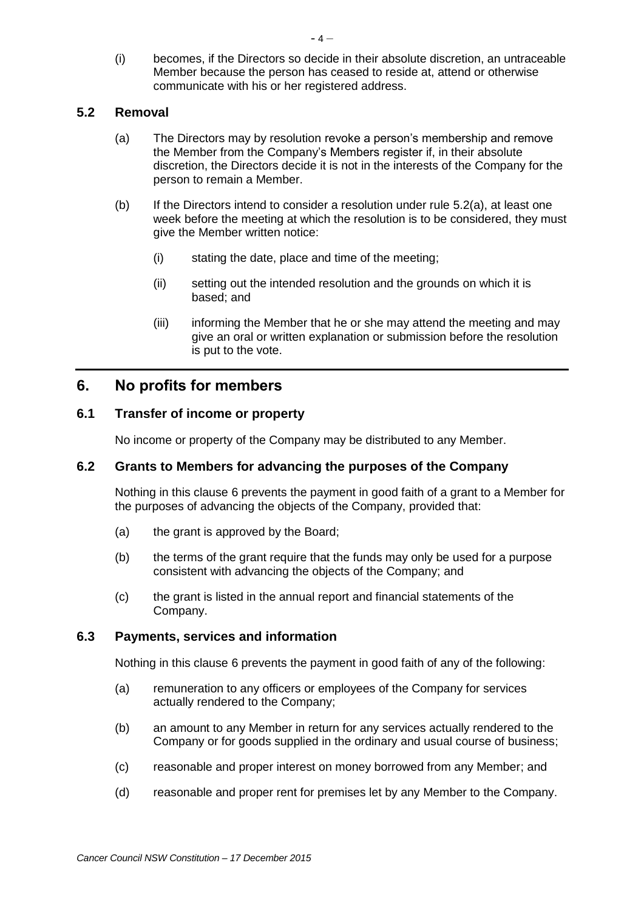(i) becomes, if the Directors so decide in their absolute discretion, an untraceable Member because the person has ceased to reside at, attend or otherwise communicate with his or her registered address.

### 5.2 Removal

(a) The Directors may by resolution revoke a person's membership and remove the Member from the Company's Members register if, in their absolute discretion, the Directors decide it is not in the interests of the Company for the person to remain a Member.

(b) If the Directors intend to consider a resolution under rule 5.2(a), at least one week before the meeting at which the resolution is to be considered, they must give the Member written notice:

(i) stating the date, place and time of the meeting;

(ii) setting out the intended resolution and the grounds on which it is based; and

(iii) informing the Member that he or she may attend the meeting and may give an oral or written explanation or submission before the resolution is put to the vote.

## 6. No profits for members

### 6.1 Transfer of income or property

No income or property of the Company may be distributed to any Member.

### 6.2 Grants to Members for advancing the purposes of the Company

Nothing in this clause 6 prevents the payment in good faith of a grant to a Member for the purposes of advancing the objects of the Company, provided that:

(a) the grant is approved by the Board;

(b) the terms of the grant require that the funds may only be used for a purpose consistent with advancing the objects of the Company; and

(c) the grant is listed in the annual report and financial statements of the Company.

### 6.3 Payments, services and information

Nothing in this clause 6 prevents the payment in good faith of any of the following:

(a) remuneration to any officers or employees of the Company for services actually rendered to the Company;

(b) an amount to any Member in return for any services actually rendered to the Company or for goods supplied in the ordinary and usual course of business;

(c) reasonable and proper interest on money borrowed from any Member; and

(d) reasonable and proper rent for premises let by any Member to the Company.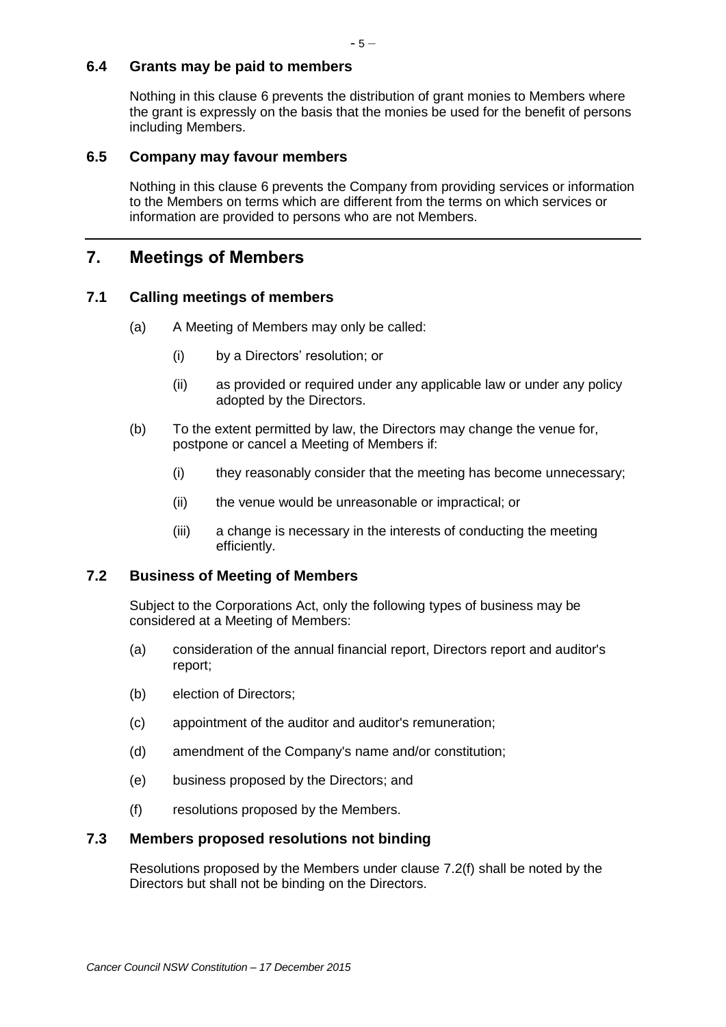### 6.4 Grants may be paid to members

Nothing in this clause 6 prevents the distribution of grant monies to Members where the grant is expressly on the basis that the monies be used for the benefit of persons including Members.

### 6.5 Company may favour members

Nothing in this clause 6 prevents the Company from providing services or information to the Members on terms which are different from the terms on which services or information are provided to persons who are not Members.

## 7. Meetings of Members

### 7.1 Calling meetings of members

(a) A Meeting of Members may only be called:

  (i) by a Directors' resolution; or

  (ii) as provided or required under any applicable law or under any policy adopted by the Directors.

(b) To the extent permitted by law, the Directors may change the venue for, postpone or cancel a Meeting of Members if:

  (i) they reasonably consider that the meeting has become unnecessary;

  (ii) the venue would be unreasonable or impractical; or

  (iii) a change is necessary in the interests of conducting the meeting efficiently.

### 7.2 Business of Meeting of Members

Subject to the Corporations Act, only the following types of business may be considered at a Meeting of Members:

(a) consideration of the annual financial report, Directors report and auditor's report;

(b) election of Directors;

(c) appointment of the auditor and auditor's remuneration;

(d) amendment of the Company's name and/or constitution;

(e) business proposed by the Directors; and

(f) resolutions proposed by the Members.

### 7.3 Members proposed resolutions not binding

Resolutions proposed by the Members under clause 7.2(f) shall be noted by the Directors but shall not be binding on the Directors.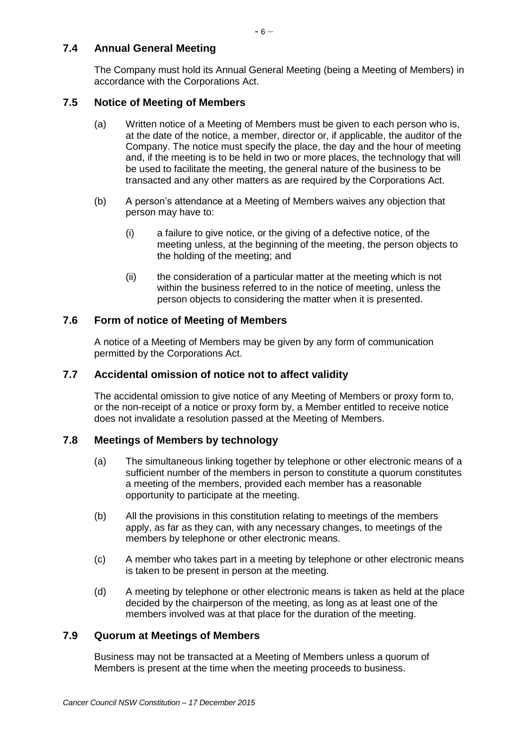## 7.4 Annual General Meeting

The Company must hold its Annual General Meeting (being a Meeting of Members) in accordance with the Corporations Act.

## 7.5 Notice of Meeting of Members

(a) Written notice of a Meeting of Members must be given to each person who is, at the date of the notice, a member, director or, if applicable, the auditor of the Company. The notice must specify the place, the day and the hour of meeting and, if the meeting is to be held in two or more places, the technology that will be used to facilitate the meeting, the general nature of the business to be transacted and any other matters as are required by the Corporations Act.

(b) A person's attendance at a Meeting of Members waives any objection that person may have to:

  (i) a failure to give notice, or the giving of a defective notice, of the meeting unless, at the beginning of the meeting, the person objects to the holding of the meeting; and

  (ii) the consideration of a particular matter at the meeting which is not within the business referred to in the notice of meeting, unless the person objects to considering the matter when it is presented.

## 7.6 Form of notice of Meeting of Members

A notice of a Meeting of Members may be given by any form of communication permitted by the Corporations Act.

## 7.7 Accidental omission of notice not to affect validity

The accidental omission to give notice of any Meeting of Members or proxy form to, or the non-receipt of a notice or proxy form by, a Member entitled to receive notice does not invalidate a resolution passed at the Meeting of Members.

## 7.8 Meetings of Members by technology

(a) The simultaneous linking together by telephone or other electronic means of a sufficient number of the members in person to constitute a quorum constitutes a meeting of the members, provided each member has a reasonable opportunity to participate at the meeting.

(b) All the provisions in this constitution relating to meetings of the members apply, as far as they can, with any necessary changes, to meetings of the members by telephone or other electronic means.

(c) A member who takes part in a meeting by telephone or other electronic means is taken to be present in person at the meeting.

(d) A meeting by telephone or other electronic means is taken as held at the place decided by the chairperson of the meeting, as long as at least one of the members involved was at that place for the duration of the meeting.

## 7.9 Quorum at Meetings of Members

Business may not be transacted at a Meeting of Members unless a quorum of Members is present at the time when the meeting proceeds to business.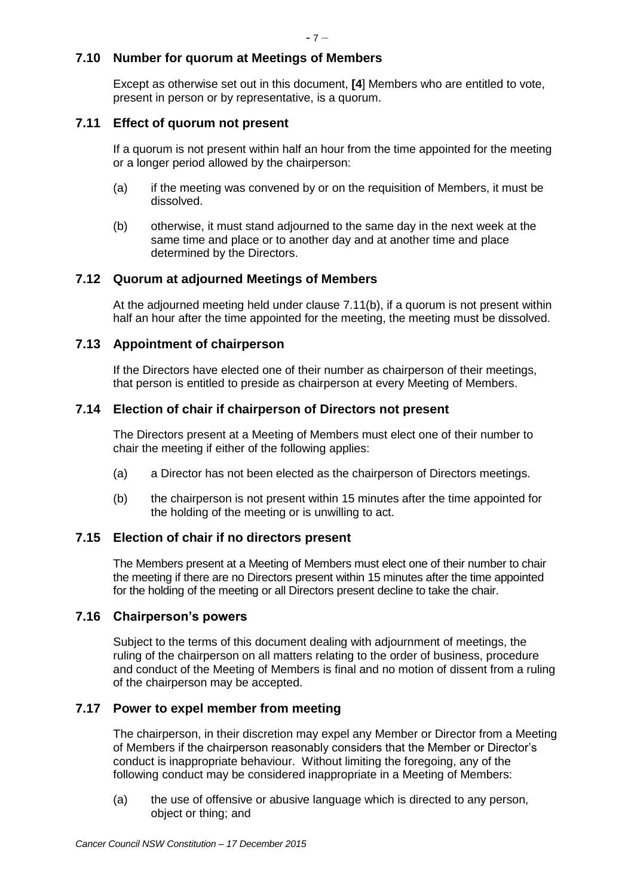### 7.10 Number for quorum at Meetings of Members

Except as otherwise set out in this document, **[4**] Members who are entitled to vote, present in person or by representative, is a quorum.

### 7.11 Effect of quorum not present

If a quorum is not present within half an hour from the time appointed for the meeting or a longer period allowed by the chairperson:

(a) if the meeting was convened by or on the requisition of Members, it must be dissolved.

(b) otherwise, it must stand adjourned to the same day in the next week at the same time and place or to another day and at another time and place determined by the Directors.

### 7.12 Quorum at adjourned Meetings of Members

At the adjourned meeting held under clause 7.11(b), if a quorum is not present within half an hour after the time appointed for the meeting, the meeting must be dissolved.

### 7.13 Appointment of chairperson

If the Directors have elected one of their number as chairperson of their meetings, that person is entitled to preside as chairperson at every Meeting of Members.

### 7.14 Election of chair if chairperson of Directors not present

The Directors present at a Meeting of Members must elect one of their number to chair the meeting if either of the following applies:

(a) a Director has not been elected as the chairperson of Directors meetings.

(b) the chairperson is not present within 15 minutes after the time appointed for the holding of the meeting or is unwilling to act.

### 7.15 Election of chair if no directors present

The Members present at a Meeting of Members must elect one of their number to chair the meeting if there are no Directors present within 15 minutes after the time appointed for the holding of the meeting or all Directors present decline to take the chair.

### 7.16 Chairperson's powers

Subject to the terms of this document dealing with adjournment of meetings, the ruling of the chairperson on all matters relating to the order of business, procedure and conduct of the Meeting of Members is final and no motion of dissent from a ruling of the chairperson may be accepted.

### 7.17 Power to expel member from meeting

The chairperson, in their discretion may expel any Member or Director from a Meeting of Members if the chairperson reasonably considers that the Member or Director's conduct is inappropriate behaviour. Without limiting the foregoing, any of the following conduct may be considered inappropriate in a Meeting of Members:

(a) the use of offensive or abusive language which is directed to any person, object or thing; and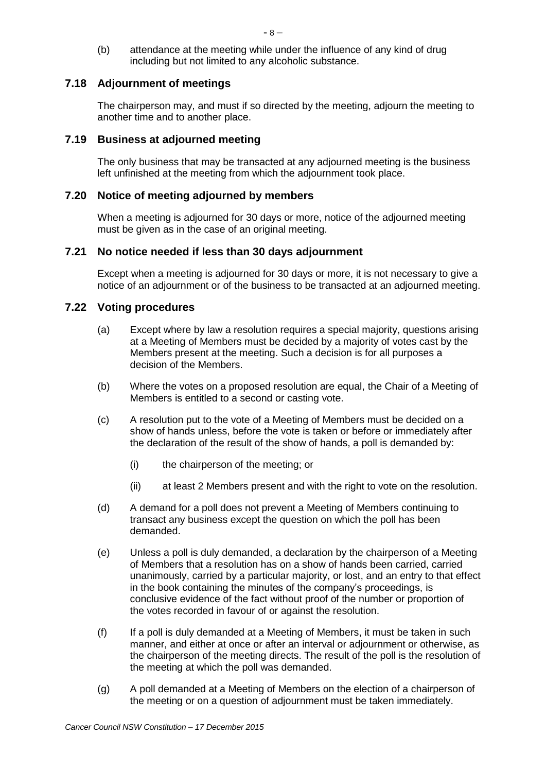(b) attendance at the meeting while under the influence of any kind of drug including but not limited to any alcoholic substance.

### 7.18 Adjournment of meetings

The chairperson may, and must if so directed by the meeting, adjourn the meeting to another time and to another place.

### 7.19 Business at adjourned meeting

The only business that may be transacted at any adjourned meeting is the business left unfinished at the meeting from which the adjournment took place.

### 7.20 Notice of meeting adjourned by members

When a meeting is adjourned for 30 days or more, notice of the adjourned meeting must be given as in the case of an original meeting.

### 7.21 No notice needed if less than 30 days adjournment

Except when a meeting is adjourned for 30 days or more, it is not necessary to give a notice of an adjournment or of the business to be transacted at an adjourned meeting.

### 7.22 Voting procedures

(a) Except where by law a resolution requires a special majority, questions arising at a Meeting of Members must be decided by a majority of votes cast by the Members present at the meeting. Such a decision is for all purposes a decision of the Members.

(b) Where the votes on a proposed resolution are equal, the Chair of a Meeting of Members is entitled to a second or casting vote.

(c) A resolution put to the vote of a Meeting of Members must be decided on a show of hands unless, before the vote is taken or before or immediately after the declaration of the result of the show of hands, a poll is demanded by:

  (i) the chairperson of the meeting; or

  (ii) at least 2 Members present and with the right to vote on the resolution.

(d) A demand for a poll does not prevent a Meeting of Members continuing to transact any business except the question on which the poll has been demanded.

(e) Unless a poll is duly demanded, a declaration by the chairperson of a Meeting of Members that a resolution has on a show of hands been carried, carried unanimously, carried by a particular majority, or lost, and an entry to that effect in the book containing the minutes of the company's proceedings, is conclusive evidence of the fact without proof of the number or proportion of the votes recorded in favour of or against the resolution.

(f) If a poll is duly demanded at a Meeting of Members, it must be taken in such manner, and either at once or after an interval or adjournment or otherwise, as the chairperson of the meeting directs. The result of the poll is the resolution of the meeting at which the poll was demanded.

(g) A poll demanded at a Meeting of Members on the election of a chairperson of the meeting or on a question of adjournment must be taken immediately.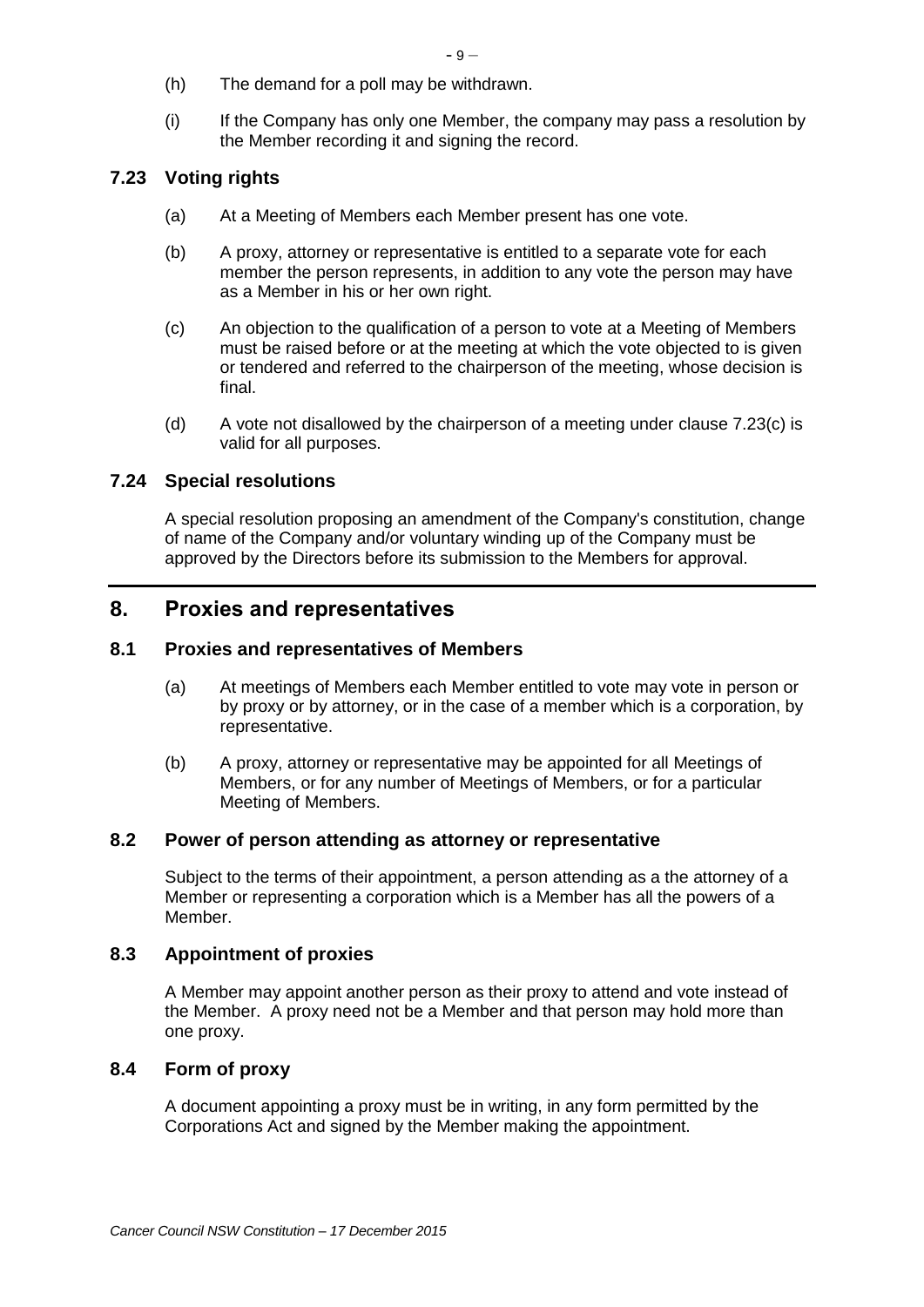(h) The demand for a poll may be withdrawn.

(i) If the Company has only one Member, the company may pass a resolution by the Member recording it and signing the record.

### 7.23 Voting rights

(a) At a Meeting of Members each Member present has one vote.

(b) A proxy, attorney or representative is entitled to a separate vote for each member the person represents, in addition to any vote the person may have as a Member in his or her own right.

(c) An objection to the qualification of a person to vote at a Meeting of Members must be raised before or at the meeting at which the vote objected to is given or tendered and referred to the chairperson of the meeting, whose decision is final.

(d) A vote not disallowed by the chairperson of a meeting under clause 7.23(c) is valid for all purposes.

### 7.24 Special resolutions

A special resolution proposing an amendment of the Company's constitution, change of name of the Company and/or voluntary winding up of the Company must be approved by the Directors before its submission to the Members for approval.

## 8. Proxies and representatives

### 8.1 Proxies and representatives of Members

(a) At meetings of Members each Member entitled to vote may vote in person or by proxy or by attorney, or in the case of a member which is a corporation, by representative.

(b) A proxy, attorney or representative may be appointed for all Meetings of Members, or for any number of Meetings of Members, or for a particular Meeting of Members.

### 8.2 Power of person attending as attorney or representative

Subject to the terms of their appointment, a person attending as a the attorney of a Member or representing a corporation which is a Member has all the powers of a Member.

### 8.3 Appointment of proxies

A Member may appoint another person as their proxy to attend and vote instead of the Member. A proxy need not be a Member and that person may hold more than one proxy.

### 8.4 Form of proxy

A document appointing a proxy must be in writing, in any form permitted by the Corporations Act and signed by the Member making the appointment.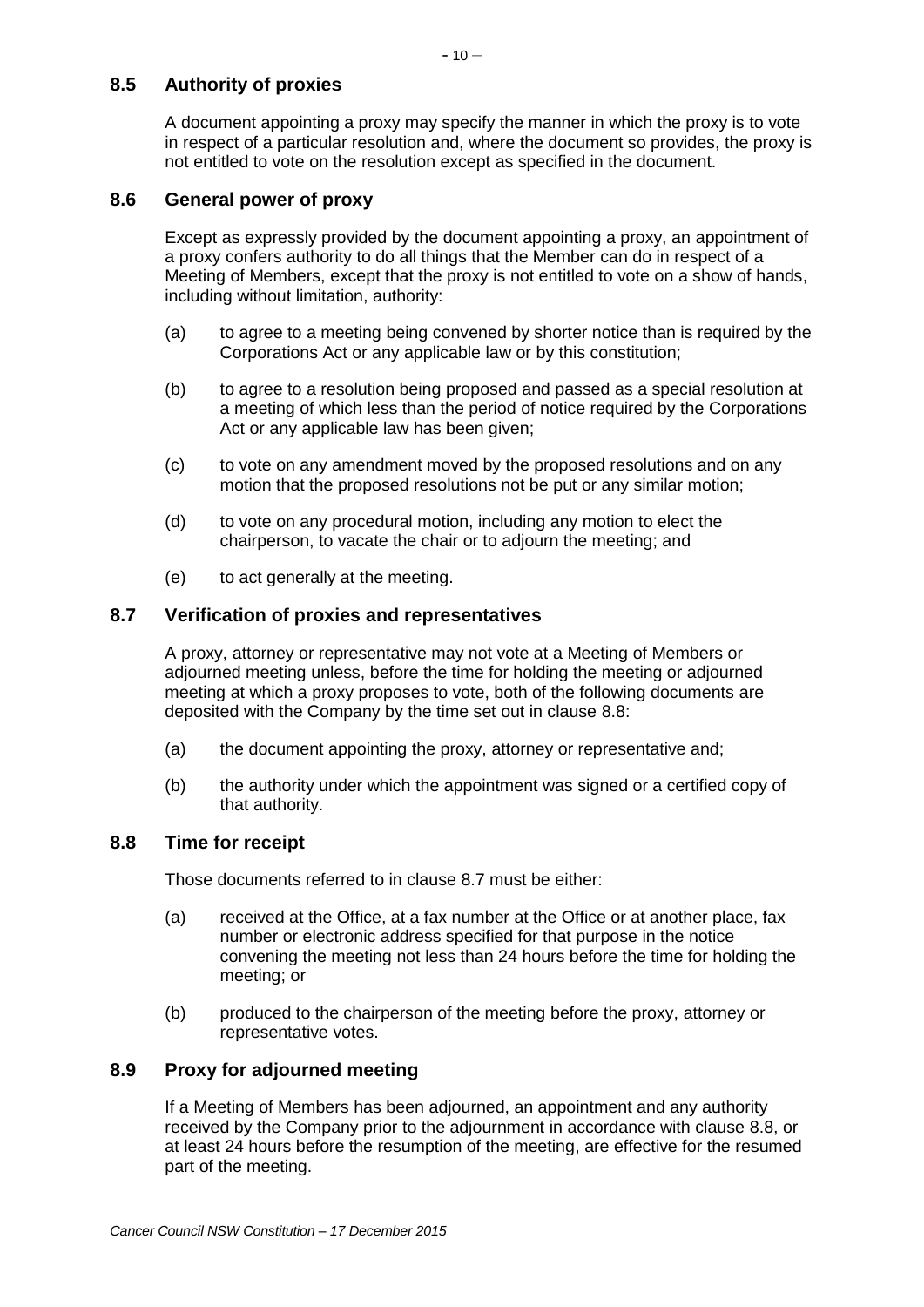### 8.5 Authority of proxies

A document appointing a proxy may specify the manner in which the proxy is to vote in respect of a particular resolution and, where the document so provides, the proxy is not entitled to vote on the resolution except as specified in the document.

### 8.6 General power of proxy

Except as expressly provided by the document appointing a proxy, an appointment of a proxy confers authority to do all things that the Member can do in respect of a Meeting of Members, except that the proxy is not entitled to vote on a show of hands, including without limitation, authority:

(a) to agree to a meeting being convened by shorter notice than is required by the Corporations Act or any applicable law or by this constitution;

(b) to agree to a resolution being proposed and passed as a special resolution at a meeting of which less than the period of notice required by the Corporations Act or any applicable law has been given;

(c) to vote on any amendment moved by the proposed resolutions and on any motion that the proposed resolutions not be put or any similar motion;

(d) to vote on any procedural motion, including any motion to elect the chairperson, to vacate the chair or to adjourn the meeting; and

(e) to act generally at the meeting.

### 8.7 Verification of proxies and representatives

A proxy, attorney or representative may not vote at a Meeting of Members or adjourned meeting unless, before the time for holding the meeting or adjourned meeting at which a proxy proposes to vote, both of the following documents are deposited with the Company by the time set out in clause 8.8:

(a) the document appointing the proxy, attorney or representative and;

(b) the authority under which the appointment was signed or a certified copy of that authority.

### 8.8 Time for receipt

Those documents referred to in clause 8.7 must be either:

(a) received at the Office, at a fax number at the Office or at another place, fax number or electronic address specified for that purpose in the notice convening the meeting not less than 24 hours before the time for holding the meeting; or

(b) produced to the chairperson of the meeting before the proxy, attorney or representative votes.

### 8.9 Proxy for adjourned meeting

If a Meeting of Members has been adjourned, an appointment and any authority received by the Company prior to the adjournment in accordance with clause 8.8, or at least 24 hours before the resumption of the meeting, are effective for the resumed part of the meeting.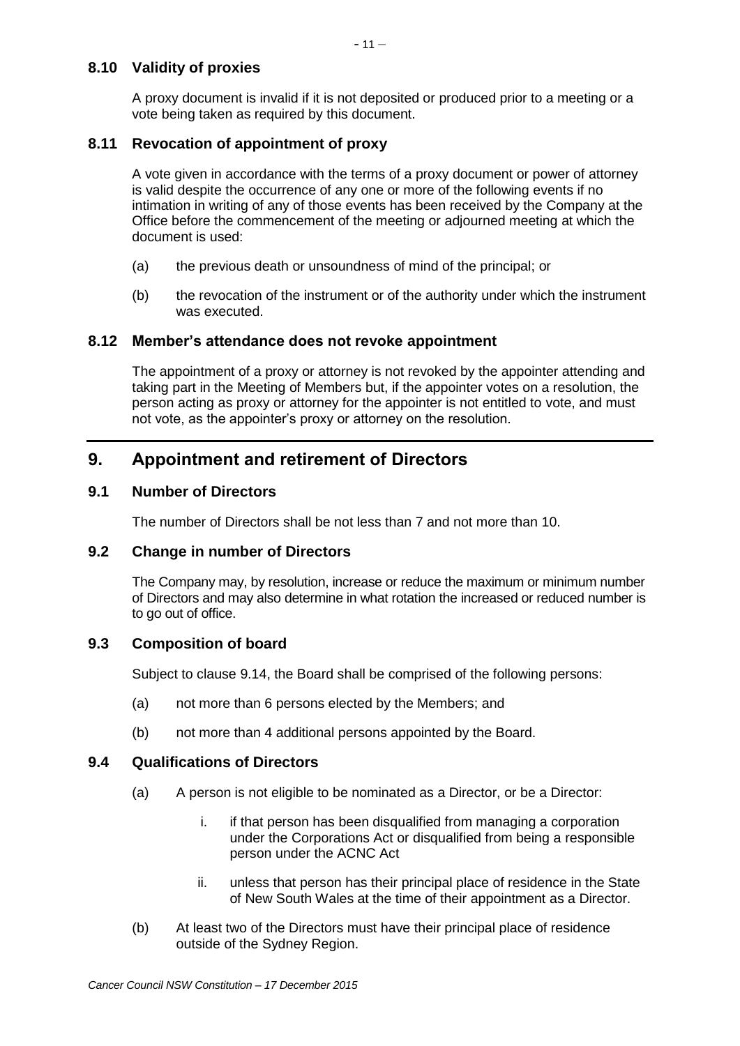### 8.10 Validity of proxies

A proxy document is invalid if it is not deposited or produced prior to a meeting or a vote being taken as required by this document.

### 8.11 Revocation of appointment of proxy

A vote given in accordance with the terms of a proxy document or power of attorney is valid despite the occurrence of any one or more of the following events if no intimation in writing of any of those events has been received by the Company at the Office before the commencement of the meeting or adjourned meeting at which the document is used:

(a) the previous death or unsoundness of mind of the principal; or

(b) the revocation of the instrument or of the authority under which the instrument was executed.

### 8.12 Member's attendance does not revoke appointment

The appointment of a proxy or attorney is not revoked by the appointer attending and taking part in the Meeting of Members but, if the appointer votes on a resolution, the person acting as proxy or attorney for the appointer is not entitled to vote, and must not vote, as the appointer's proxy or attorney on the resolution.

## 9. Appointment and retirement of Directors

### 9.1 Number of Directors

The number of Directors shall be not less than 7 and not more than 10.

### 9.2 Change in number of Directors

The Company may, by resolution, increase or reduce the maximum or minimum number of Directors and may also determine in what rotation the increased or reduced number is to go out of office.

### 9.3 Composition of board

Subject to clause 9.14, the Board shall be comprised of the following persons:

(a) not more than 6 persons elected by the Members; and

(b) not more than 4 additional persons appointed by the Board.

### 9.4 Qualifications of Directors

(a) A person is not eligible to be nominated as a Director, or be a Director:

i. if that person has been disqualified from managing a corporation under the Corporations Act or disqualified from being a responsible person under the ACNC Act

ii. unless that person has their principal place of residence in the State of New South Wales at the time of their appointment as a Director.

(b) At least two of the Directors must have their principal place of residence outside of the Sydney Region.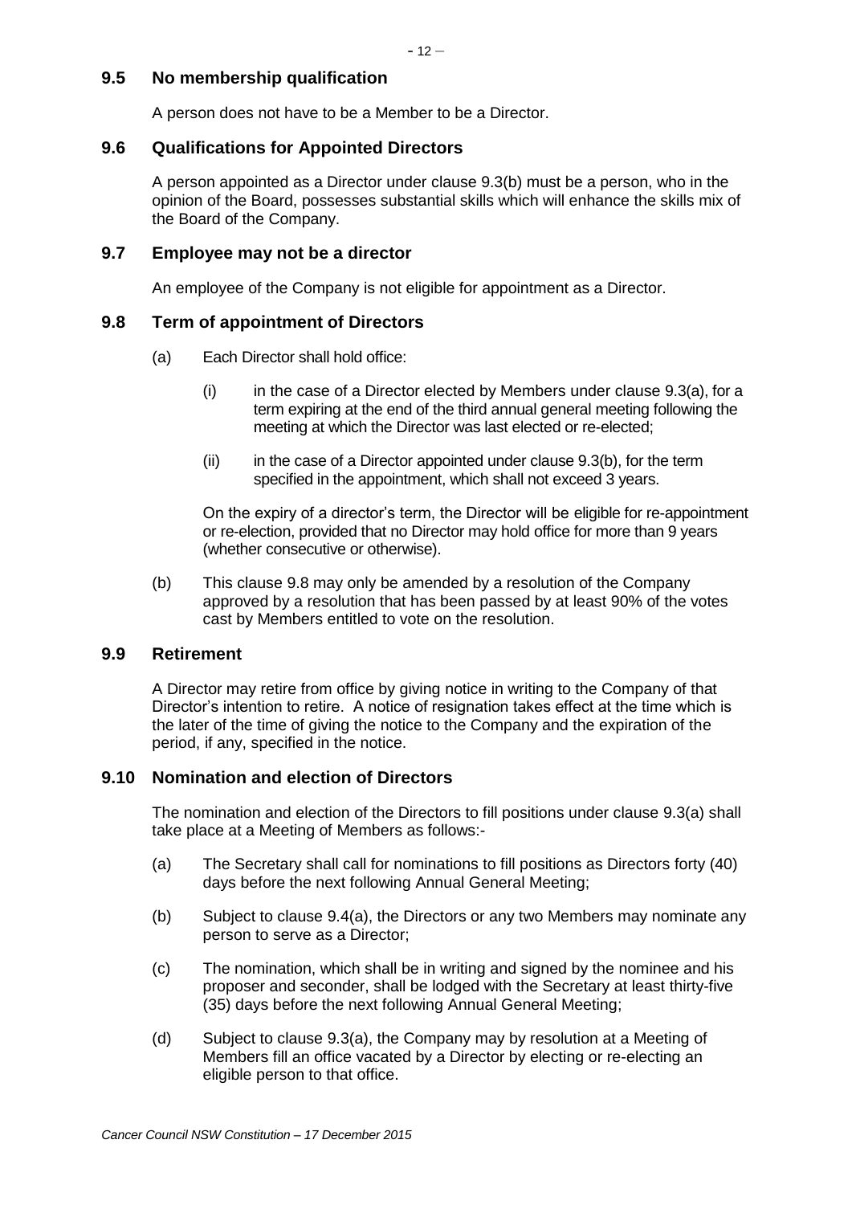### 9.5 No membership qualification

A person does not have to be a Member to be a Director.

### 9.6 Qualifications for Appointed Directors

A person appointed as a Director under clause 9.3(b) must be a person, who in the opinion of the Board, possesses substantial skills which will enhance the skills mix of the Board of the Company.

### 9.7 Employee may not be a director

An employee of the Company is not eligible for appointment as a Director.

### 9.8 Term of appointment of Directors

(a) Each Director shall hold office:

(i) in the case of a Director elected by Members under clause 9.3(a), for a term expiring at the end of the third annual general meeting following the meeting at which the Director was last elected or re-elected;

(ii) in the case of a Director appointed under clause 9.3(b), for the term specified in the appointment, which shall not exceed 3 years.

On the expiry of a director's term, the Director will be eligible for re-appointment or re-election, provided that no Director may hold office for more than 9 years (whether consecutive or otherwise).

(b) This clause 9.8 may only be amended by a resolution of the Company approved by a resolution that has been passed by at least 90% of the votes cast by Members entitled to vote on the resolution.

### 9.9 Retirement

A Director may retire from office by giving notice in writing to the Company of that Director's intention to retire. A notice of resignation takes effect at the time which is the later of the time of giving the notice to the Company and the expiration of the period, if any, specified in the notice.

### 9.10 Nomination and election of Directors

The nomination and election of the Directors to fill positions under clause 9.3(a) shall take place at a Meeting of Members as follows:-

(a) The Secretary shall call for nominations to fill positions as Directors forty (40) days before the next following Annual General Meeting;

(b) Subject to clause 9.4(a), the Directors or any two Members may nominate any person to serve as a Director;

(c) The nomination, which shall be in writing and signed by the nominee and his proposer and seconder, shall be lodged with the Secretary at least thirty-five (35) days before the next following Annual General Meeting;

(d) Subject to clause 9.3(a), the Company may by resolution at a Meeting of Members fill an office vacated by a Director by electing or re-electing an eligible person to that office.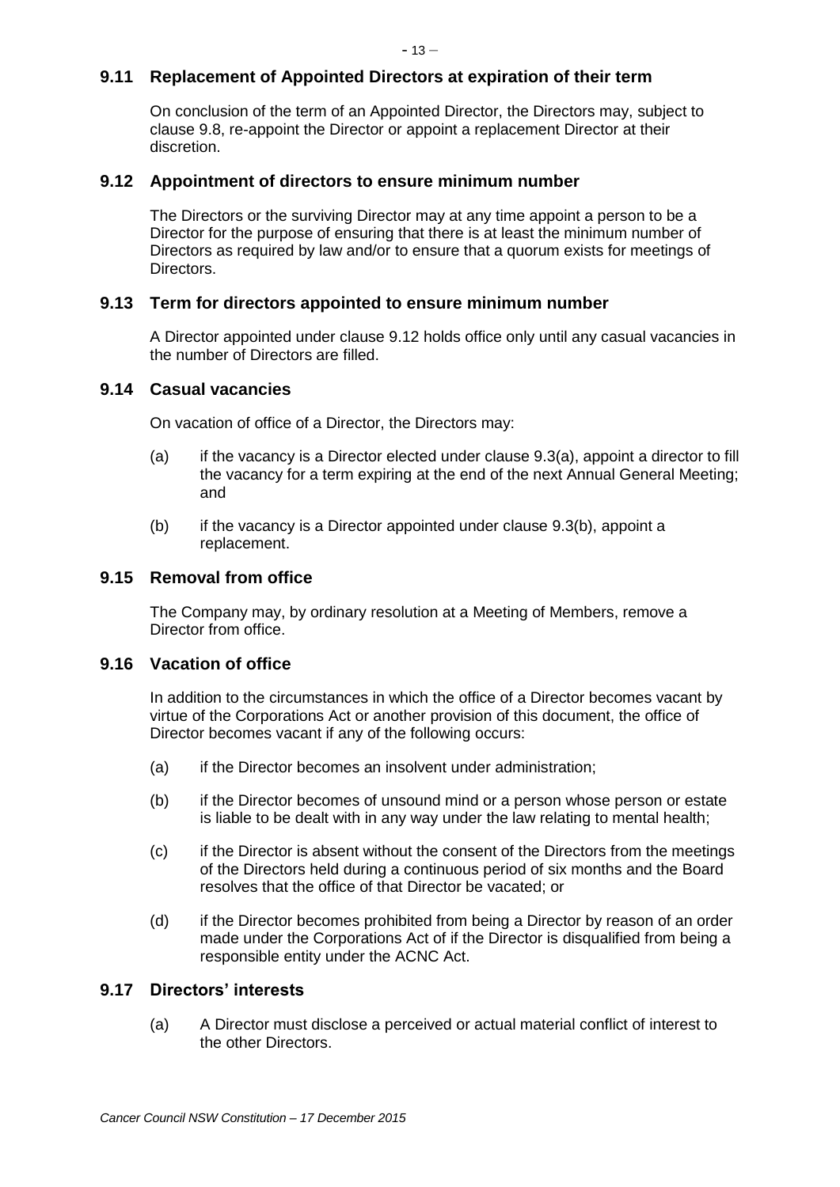### 9.11 Replacement of Appointed Directors at expiration of their term

On conclusion of the term of an Appointed Director, the Directors may, subject to clause 9.8, re-appoint the Director or appoint a replacement Director at their discretion.

### 9.12 Appointment of directors to ensure minimum number

The Directors or the surviving Director may at any time appoint a person to be a Director for the purpose of ensuring that there is at least the minimum number of Directors as required by law and/or to ensure that a quorum exists for meetings of Directors.

### 9.13 Term for directors appointed to ensure minimum number

A Director appointed under clause 9.12 holds office only until any casual vacancies in the number of Directors are filled.

### 9.14 Casual vacancies

On vacation of office of a Director, the Directors may:

(a) if the vacancy is a Director elected under clause 9.3(a), appoint a director to fill the vacancy for a term expiring at the end of the next Annual General Meeting; and

(b) if the vacancy is a Director appointed under clause 9.3(b), appoint a replacement.

### 9.15 Removal from office

The Company may, by ordinary resolution at a Meeting of Members, remove a Director from office.

### 9.16 Vacation of office

In addition to the circumstances in which the office of a Director becomes vacant by virtue of the Corporations Act or another provision of this document, the office of Director becomes vacant if any of the following occurs:

(a) if the Director becomes an insolvent under administration;

(b) if the Director becomes of unsound mind or a person whose person or estate is liable to be dealt with in any way under the law relating to mental health;

(c) if the Director is absent without the consent of the Directors from the meetings of the Directors held during a continuous period of six months and the Board resolves that the office of that Director be vacated; or

(d) if the Director becomes prohibited from being a Director by reason of an order made under the Corporations Act of if the Director is disqualified from being a responsible entity under the ACNC Act.

### 9.17 Directors' interests

(a) A Director must disclose a perceived or actual material conflict of interest to the other Directors.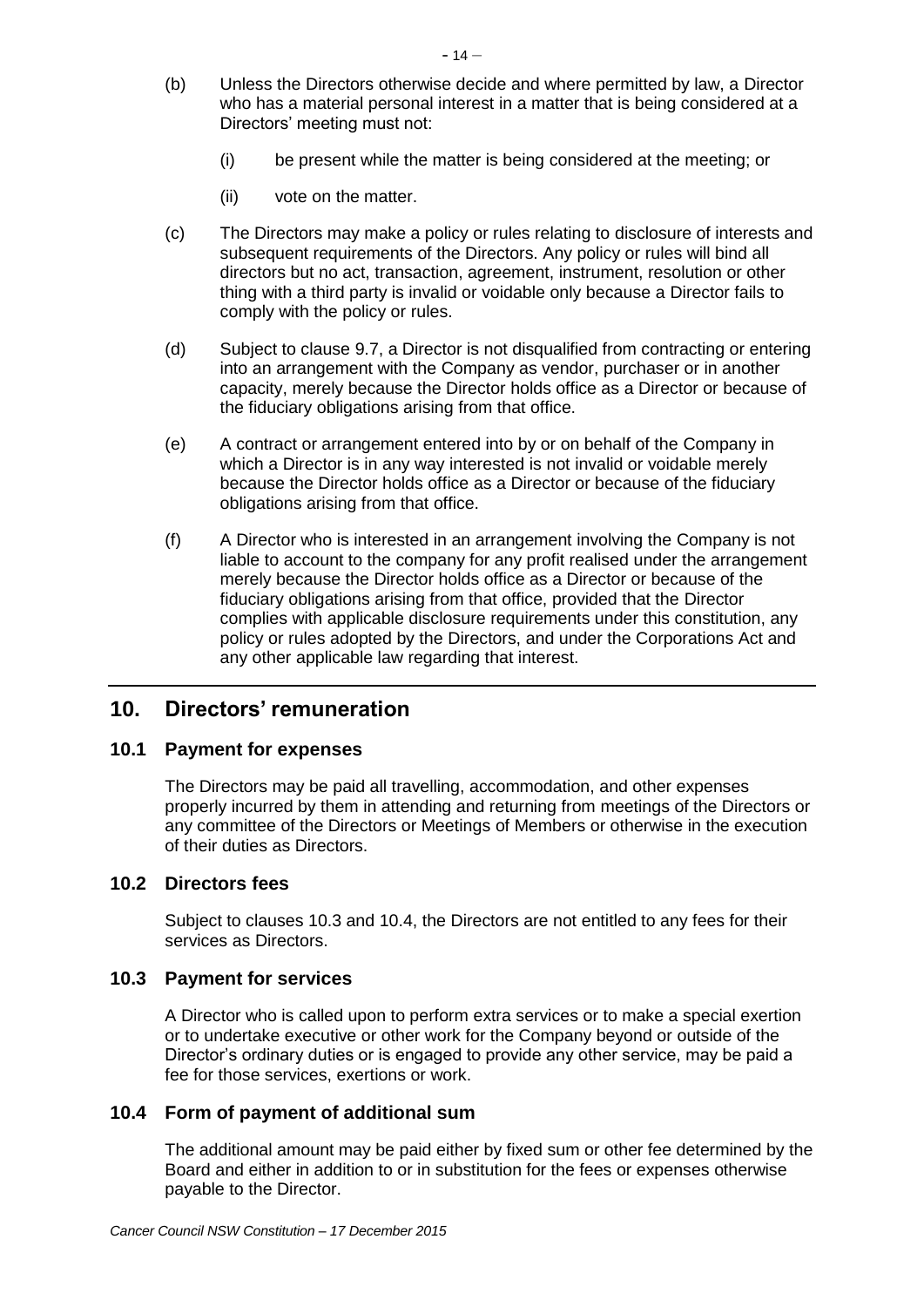(b) Unless the Directors otherwise decide and where permitted by law, a Director who has a material personal interest in a matter that is being considered at a Directors' meeting must not:

   (i) be present while the matter is being considered at the meeting; or

   (ii) vote on the matter.

(c) The Directors may make a policy or rules relating to disclosure of interests and subsequent requirements of the Directors. Any policy or rules will bind all directors but no act, transaction, agreement, instrument, resolution or other thing with a third party is invalid or voidable only because a Director fails to comply with the policy or rules.

(d) Subject to clause 9.7, a Director is not disqualified from contracting or entering into an arrangement with the Company as vendor, purchaser or in another capacity, merely because the Director holds office as a Director or because of the fiduciary obligations arising from that office.

(e) A contract or arrangement entered into by or on behalf of the Company in which a Director is in any way interested is not invalid or voidable merely because the Director holds office as a Director or because of the fiduciary obligations arising from that office.

(f) A Director who is interested in an arrangement involving the Company is not liable to account to the company for any profit realised under the arrangement merely because the Director holds office as a Director or because of the fiduciary obligations arising from that office, provided that the Director complies with applicable disclosure requirements under this constitution, any policy or rules adopted by the Directors, and under the Corporations Act and any other applicable law regarding that interest.

## 10. Directors' remuneration

### 10.1 Payment for expenses

The Directors may be paid all travelling, accommodation, and other expenses properly incurred by them in attending and returning from meetings of the Directors or any committee of the Directors or Meetings of Members or otherwise in the execution of their duties as Directors.

### 10.2 Directors fees

Subject to clauses 10.3 and 10.4, the Directors are not entitled to any fees for their services as Directors.

### 10.3 Payment for services

A Director who is called upon to perform extra services or to make a special exertion or to undertake executive or other work for the Company beyond or outside of the Director's ordinary duties or is engaged to provide any other service, may be paid a fee for those services, exertions or work.

### 10.4 Form of payment of additional sum

The additional amount may be paid either by fixed sum or other fee determined by the Board and either in addition to or in substitution for the fees or expenses otherwise payable to the Director.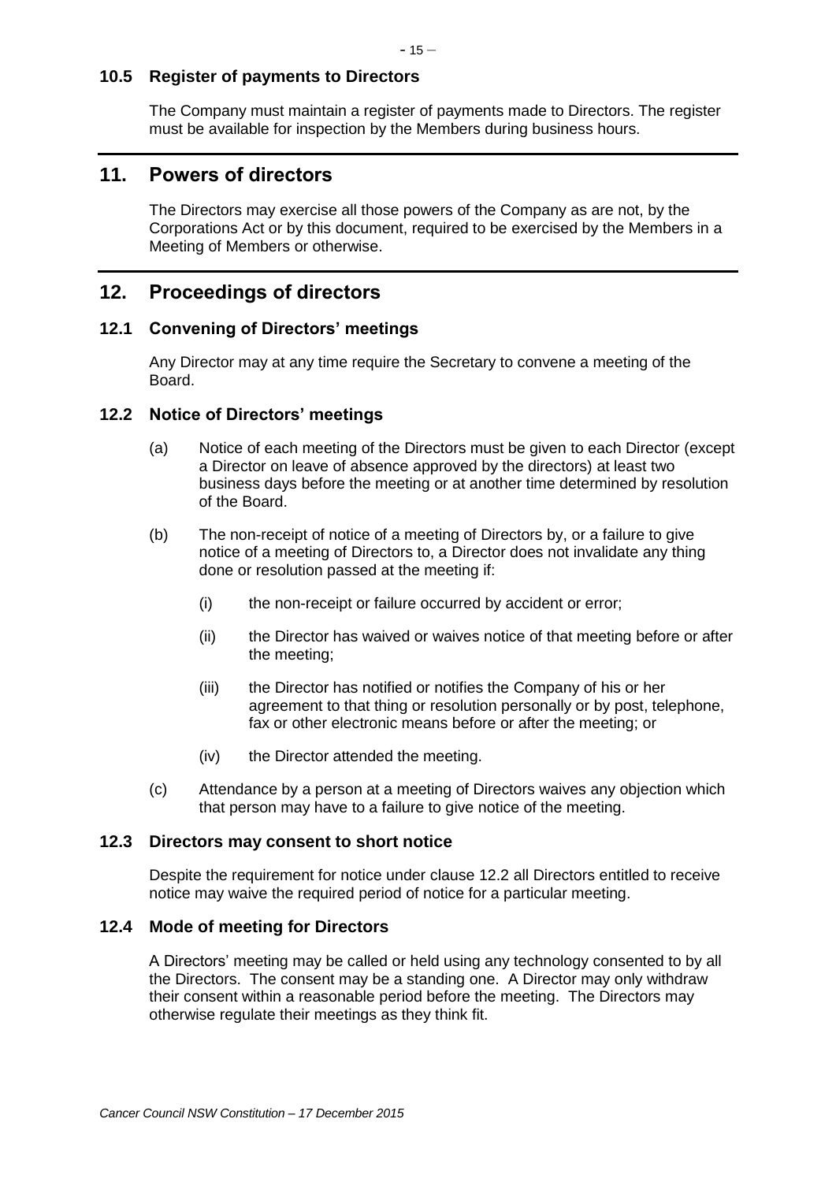### 10.5 Register of payments to Directors

The Company must maintain a register of payments made to Directors. The register must be available for inspection by the Members during business hours.

## 11. Powers of directors

The Directors may exercise all those powers of the Company as are not, by the Corporations Act or by this document, required to be exercised by the Members in a Meeting of Members or otherwise.

## 12. Proceedings of directors

### 12.1 Convening of Directors' meetings

Any Director may at any time require the Secretary to convene a meeting of the Board.

### 12.2 Notice of Directors' meetings

(a) Notice of each meeting of the Directors must be given to each Director (except a Director on leave of absence approved by the directors) at least two business days before the meeting or at another time determined by resolution of the Board.

(b) The non-receipt of notice of a meeting of Directors by, or a failure to give notice of a meeting of Directors to, a Director does not invalidate any thing done or resolution passed at the meeting if:

(i) the non-receipt or failure occurred by accident or error;

(ii) the Director has waived or waives notice of that meeting before or after the meeting;

(iii) the Director has notified or notifies the Company of his or her agreement to that thing or resolution personally or by post, telephone, fax or other electronic means before or after the meeting; or

(iv) the Director attended the meeting.

(c) Attendance by a person at a meeting of Directors waives any objection which that person may have to a failure to give notice of the meeting.

### 12.3 Directors may consent to short notice

Despite the requirement for notice under clause 12.2 all Directors entitled to receive notice may waive the required period of notice for a particular meeting.

### 12.4 Mode of meeting for Directors

A Directors' meeting may be called or held using any technology consented to by all the Directors. The consent may be a standing one. A Director may only withdraw their consent within a reasonable period before the meeting. The Directors may otherwise regulate their meetings as they think fit.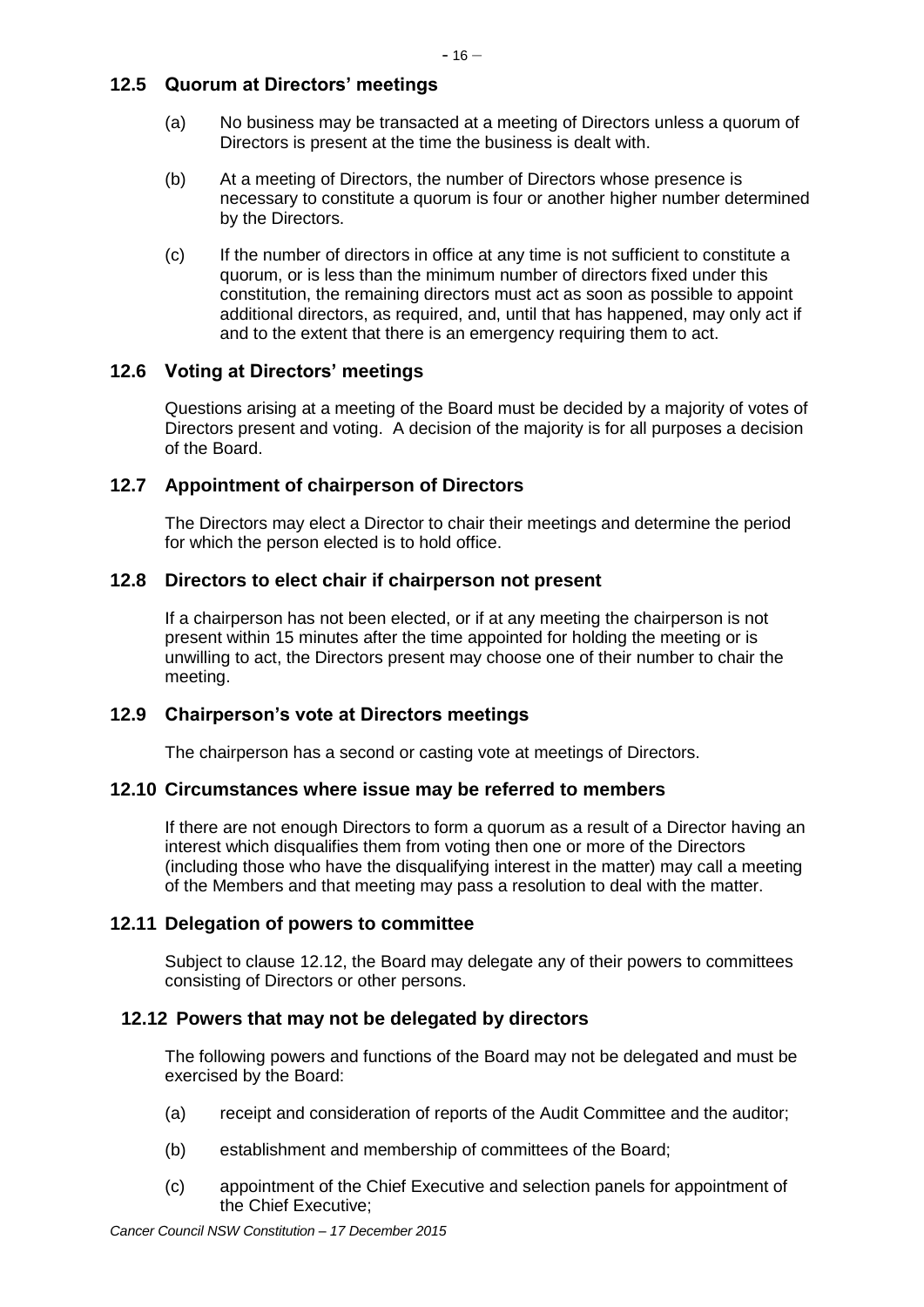## 12.5 Quorum at Directors' meetings

(a) No business may be transacted at a meeting of Directors unless a quorum of Directors is present at the time the business is dealt with.

(b) At a meeting of Directors, the number of Directors whose presence is necessary to constitute a quorum is four or another higher number determined by the Directors.

(c) If the number of directors in office at any time is not sufficient to constitute a quorum, or is less than the minimum number of directors fixed under this constitution, the remaining directors must act as soon as possible to appoint additional directors, as required, and, until that has happened, may only act if and to the extent that there is an emergency requiring them to act.

## 12.6 Voting at Directors' meetings

Questions arising at a meeting of the Board must be decided by a majority of votes of Directors present and voting. A decision of the majority is for all purposes a decision of the Board.

## 12.7 Appointment of chairperson of Directors

The Directors may elect a Director to chair their meetings and determine the period for which the person elected is to hold office.

## 12.8 Directors to elect chair if chairperson not present

If a chairperson has not been elected, or if at any meeting the chairperson is not present within 15 minutes after the time appointed for holding the meeting or is unwilling to act, the Directors present may choose one of their number to chair the meeting.

## 12.9 Chairperson's vote at Directors meetings

The chairperson has a second or casting vote at meetings of Directors.

## 12.10 Circumstances where issue may be referred to members

If there are not enough Directors to form a quorum as a result of a Director having an interest which disqualifies them from voting then one or more of the Directors (including those who have the disqualifying interest in the matter) may call a meeting of the Members and that meeting may pass a resolution to deal with the matter.

## 12.11 Delegation of powers to committee

Subject to clause 12.12, the Board may delegate any of their powers to committees consisting of Directors or other persons.

## 12.12 Powers that may not be delegated by directors

The following powers and functions of the Board may not be delegated and must be exercised by the Board:

(a) receipt and consideration of reports of the Audit Committee and the auditor;

(b) establishment and membership of committees of the Board;

(c) appointment of the Chief Executive and selection panels for appointment of the Chief Executive;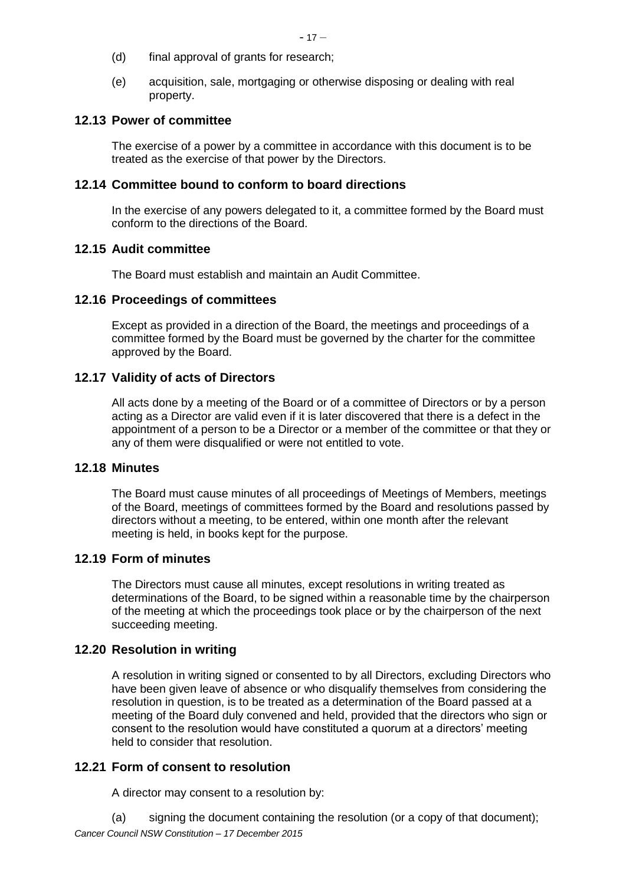(d) final approval of grants for research;

(e) acquisition, sale, mortgaging or otherwise disposing or dealing with real property.

### 12.13 Power of committee

The exercise of a power by a committee in accordance with this document is to be treated as the exercise of that power by the Directors.

### 12.14 Committee bound to conform to board directions

In the exercise of any powers delegated to it, a committee formed by the Board must conform to the directions of the Board.

### 12.15 Audit committee

The Board must establish and maintain an Audit Committee.

### 12.16 Proceedings of committees

Except as provided in a direction of the Board, the meetings and proceedings of a committee formed by the Board must be governed by the charter for the committee approved by the Board.

### 12.17 Validity of acts of Directors

All acts done by a meeting of the Board or of a committee of Directors or by a person acting as a Director are valid even if it is later discovered that there is a defect in the appointment of a person to be a Director or a member of the committee or that they or any of them were disqualified or were not entitled to vote.

### 12.18 Minutes

The Board must cause minutes of all proceedings of Meetings of Members, meetings of the Board, meetings of committees formed by the Board and resolutions passed by directors without a meeting, to be entered, within one month after the relevant meeting is held, in books kept for the purpose.

### 12.19 Form of minutes

The Directors must cause all minutes, except resolutions in writing treated as determinations of the Board, to be signed within a reasonable time by the chairperson of the meeting at which the proceedings took place or by the chairperson of the next succeeding meeting.

### 12.20 Resolution in writing

A resolution in writing signed or consented to by all Directors, excluding Directors who have been given leave of absence or who disqualify themselves from considering the resolution in question, is to be treated as a determination of the Board passed at a meeting of the Board duly convened and held, provided that the directors who sign or consent to the resolution would have constituted a quorum at a directors' meeting held to consider that resolution.

### 12.21 Form of consent to resolution

A director may consent to a resolution by:

(a) signing the document containing the resolution (or a copy of that document);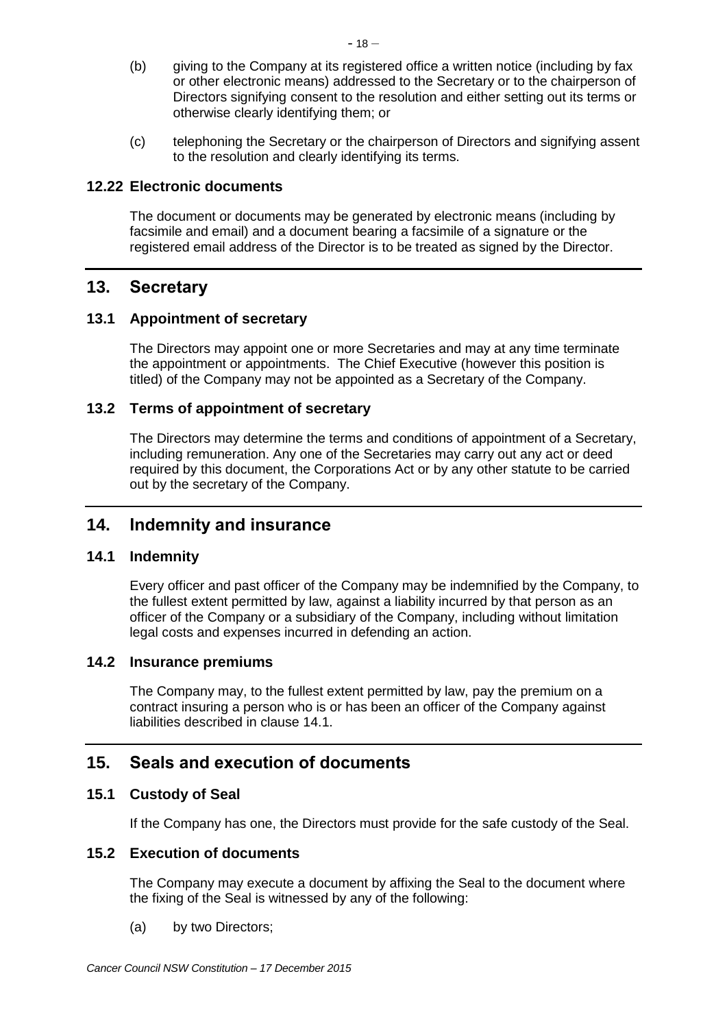(b) giving to the Company at its registered office a written notice (including by fax or other electronic means) addressed to the Secretary or to the chairperson of Directors signifying consent to the resolution and either setting out its terms or otherwise clearly identifying them; or

(c) telephoning the Secretary or the chairperson of Directors and signifying assent to the resolution and clearly identifying its terms.

### 12.22 Electronic documents

The document or documents may be generated by electronic means (including by facsimile and email) and a document bearing a facsimile of a signature or the registered email address of the Director is to be treated as signed by the Director.

## 13. Secretary

### 13.1 Appointment of secretary

The Directors may appoint one or more Secretaries and may at any time terminate the appointment or appointments. The Chief Executive (however this position is titled) of the Company may not be appointed as a Secretary of the Company.

### 13.2 Terms of appointment of secretary

The Directors may determine the terms and conditions of appointment of a Secretary, including remuneration. Any one of the Secretaries may carry out any act or deed required by this document, the Corporations Act or by any other statute to be carried out by the secretary of the Company.

## 14. Indemnity and insurance

### 14.1 Indemnity

Every officer and past officer of the Company may be indemnified by the Company, to the fullest extent permitted by law, against a liability incurred by that person as an officer of the Company or a subsidiary of the Company, including without limitation legal costs and expenses incurred in defending an action.

### 14.2 Insurance premiums

The Company may, to the fullest extent permitted by law, pay the premium on a contract insuring a person who is or has been an officer of the Company against liabilities described in clause 14.1.

## 15. Seals and execution of documents

### 15.1 Custody of Seal

If the Company has one, the Directors must provide for the safe custody of the Seal.

### 15.2 Execution of documents

The Company may execute a document by affixing the Seal to the document where the fixing of the Seal is witnessed by any of the following:

(a) by two Directors;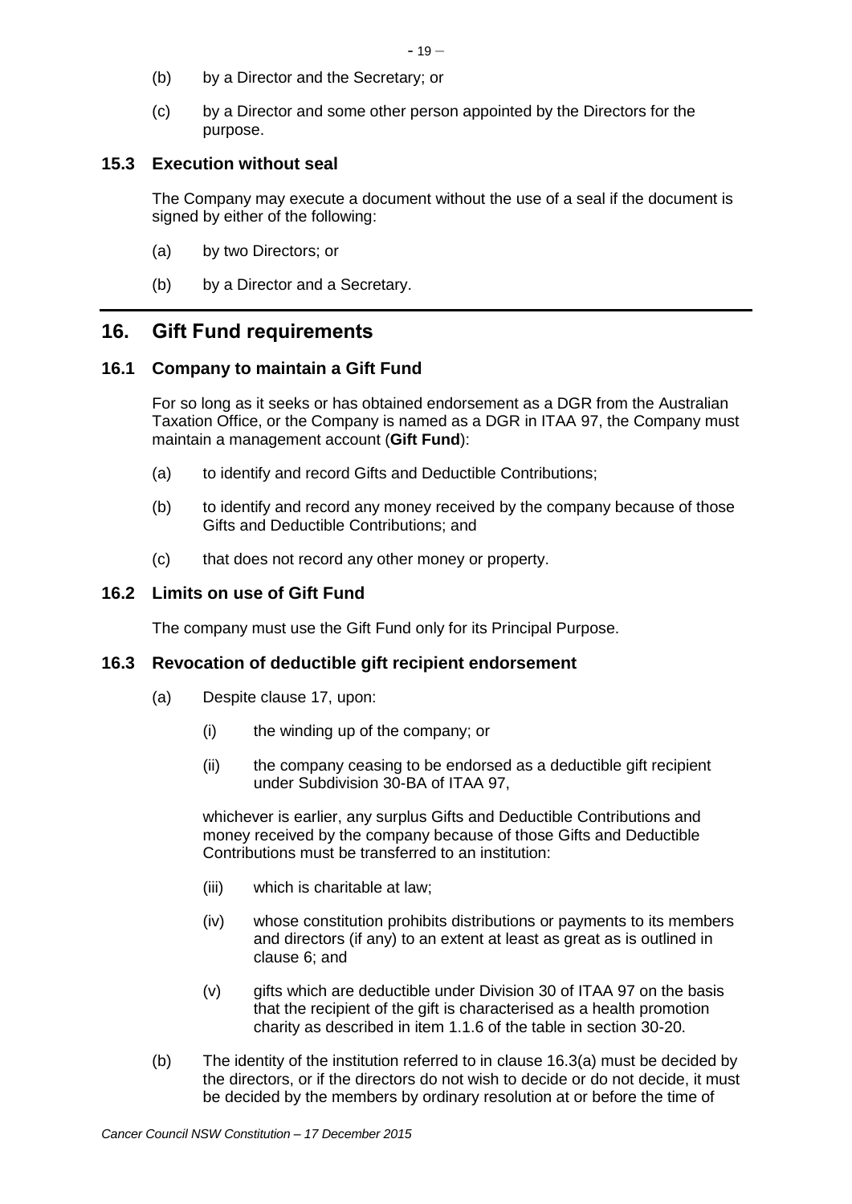(b) by a Director and the Secretary; or

(c) by a Director and some other person appointed by the Directors for the purpose.

### 15.3 Execution without seal

The Company may execute a document without the use of a seal if the document is signed by either of the following:

(a) by two Directors; or

(b) by a Director and a Secretary.

## 16. Gift Fund requirements

### 16.1 Company to maintain a Gift Fund

For so long as it seeks or has obtained endorsement as a DGR from the Australian Taxation Office, or the Company is named as a DGR in ITAA 97, the Company must maintain a management account (**Gift Fund**):

(a) to identify and record Gifts and Deductible Contributions;

(b) to identify and record any money received by the company because of those Gifts and Deductible Contributions; and

(c) that does not record any other money or property.

### 16.2 Limits on use of Gift Fund

The company must use the Gift Fund only for its Principal Purpose.

### 16.3 Revocation of deductible gift recipient endorsement

(a) Despite clause 17, upon:

  (i) the winding up of the company; or

  (ii) the company ceasing to be endorsed as a deductible gift recipient under Subdivision 30-BA of ITAA 97,

  whichever is earlier, any surplus Gifts and Deductible Contributions and money received by the company because of those Gifts and Deductible Contributions must be transferred to an institution:

  (iii) which is charitable at law;

  (iv) whose constitution prohibits distributions or payments to its members and directors (if any) to an extent at least as great as is outlined in clause 6; and

  (v) gifts which are deductible under Division 30 of ITAA 97 on the basis that the recipient of the gift is characterised as a health promotion charity as described in item 1.1.6 of the table in section 30-20.

(b) The identity of the institution referred to in clause 16.3(a) must be decided by the directors, or if the directors do not wish to decide or do not decide, it must be decided by the members by ordinary resolution at or before the time of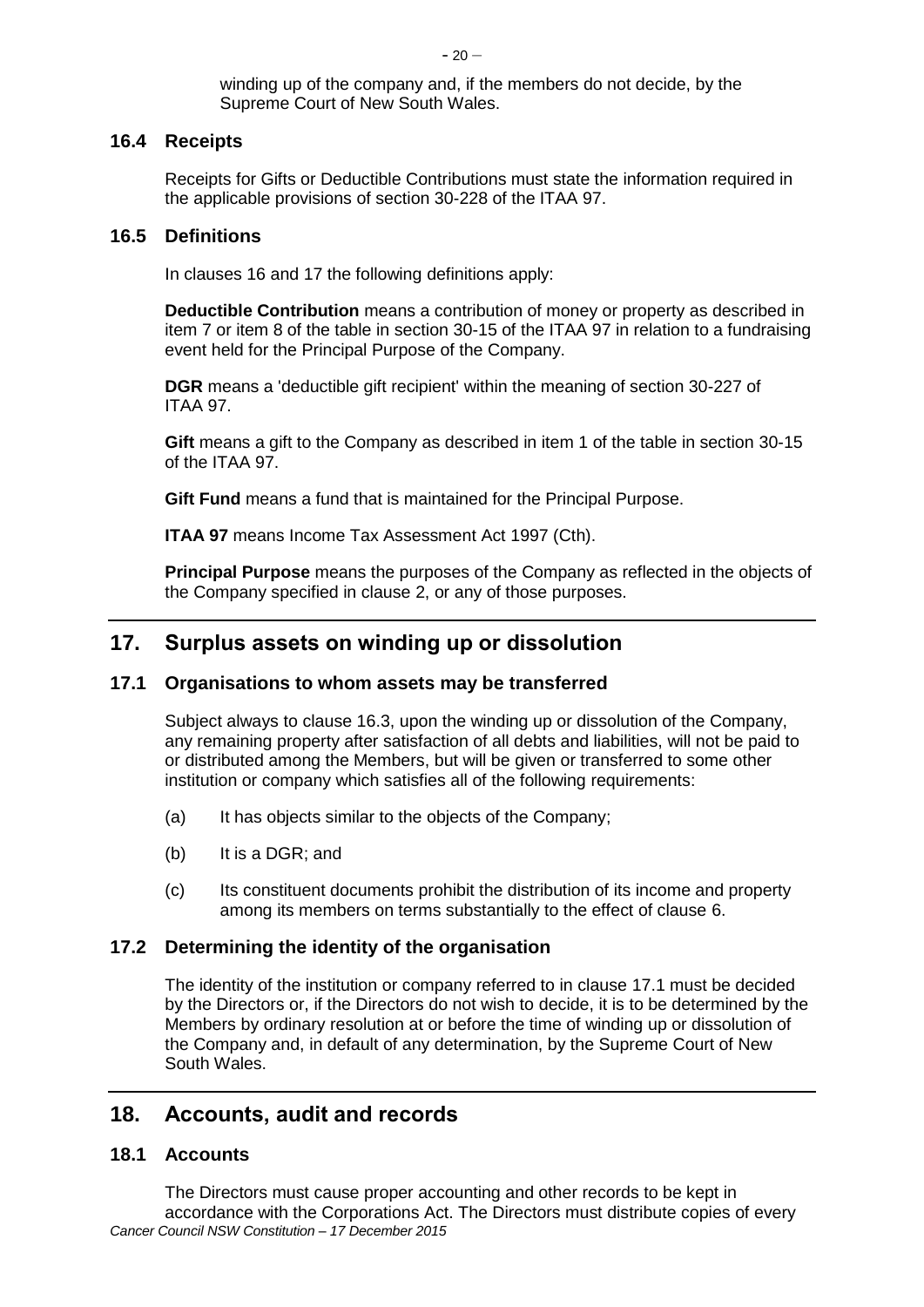winding up of the company and, if the members do not decide, by the Supreme Court of New South Wales.

### 16.4 Receipts

Receipts for Gifts or Deductible Contributions must state the information required in the applicable provisions of section 30-228 of the ITAA 97.

### 16.5 Definitions

In clauses 16 and 17 the following definitions apply:

**Deductible Contribution** means a contribution of money or property as described in item 7 or item 8 of the table in section 30-15 of the ITAA 97 in relation to a fundraising event held for the Principal Purpose of the Company.

**DGR** means a 'deductible gift recipient' within the meaning of section 30-227 of ITAA 97.

**Gift** means a gift to the Company as described in item 1 of the table in section 30-15 of the ITAA 97.

**Gift Fund** means a fund that is maintained for the Principal Purpose.

**ITAA 97** means Income Tax Assessment Act 1997 (Cth).

**Principal Purpose** means the purposes of the Company as reflected in the objects of the Company specified in clause 2, or any of those purposes.

## 17. Surplus assets on winding up or dissolution

### 17.1 Organisations to whom assets may be transferred

Subject always to clause 16.3, upon the winding up or dissolution of the Company, any remaining property after satisfaction of all debts and liabilities, will not be paid to or distributed among the Members, but will be given or transferred to some other institution or company which satisfies all of the following requirements:

(a) It has objects similar to the objects of the Company;

(b) It is a DGR; and

(c) Its constituent documents prohibit the distribution of its income and property among its members on terms substantially to the effect of clause 6.

### 17.2 Determining the identity of the organisation

The identity of the institution or company referred to in clause 17.1 must be decided by the Directors or, if the Directors do not wish to decide, it is to be determined by the Members by ordinary resolution at or before the time of winding up or dissolution of the Company and, in default of any determination, by the Supreme Court of New South Wales.

## 18. Accounts, audit and records

### 18.1 Accounts

The Directors must cause proper accounting and other records to be kept in accordance with the Corporations Act. The Directors must distribute copies of every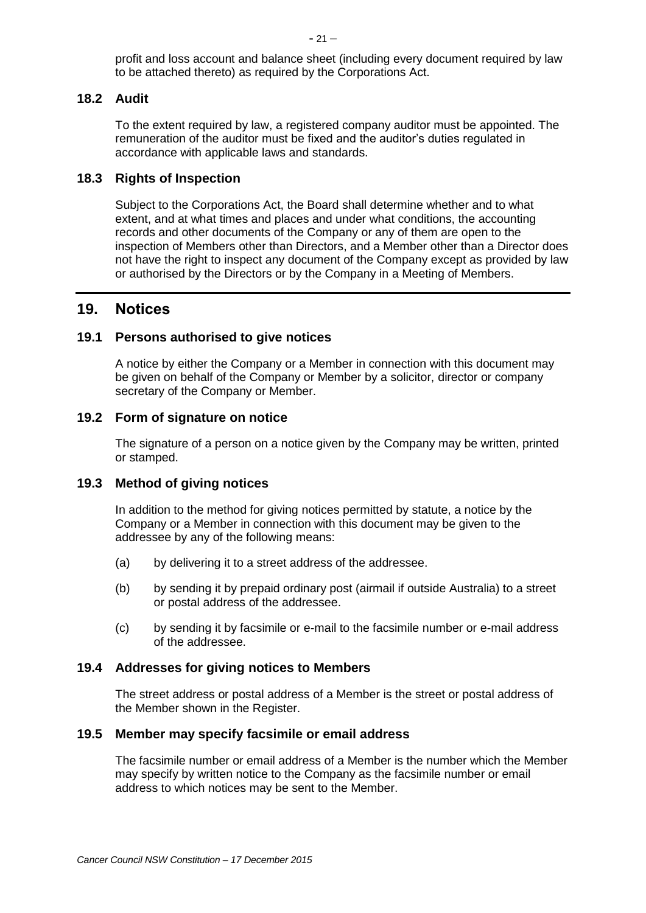profit and loss account and balance sheet (including every document required by law to be attached thereto) as required by the Corporations Act.

### 18.2 Audit

To the extent required by law, a registered company auditor must be appointed. The remuneration of the auditor must be fixed and the auditor's duties regulated in accordance with applicable laws and standards.

### 18.3 Rights of Inspection

Subject to the Corporations Act, the Board shall determine whether and to what extent, and at what times and places and under what conditions, the accounting records and other documents of the Company or any of them are open to the inspection of Members other than Directors, and a Member other than a Director does not have the right to inspect any document of the Company except as provided by law or authorised by the Directors or by the Company in a Meeting of Members.

## 19. Notices

### 19.1 Persons authorised to give notices

A notice by either the Company or a Member in connection with this document may be given on behalf of the Company or Member by a solicitor, director or company secretary of the Company or Member.

### 19.2 Form of signature on notice

The signature of a person on a notice given by the Company may be written, printed or stamped.

### 19.3 Method of giving notices

In addition to the method for giving notices permitted by statute, a notice by the Company or a Member in connection with this document may be given to the addressee by any of the following means:

(a) by delivering it to a street address of the addressee.

(b) by sending it by prepaid ordinary post (airmail if outside Australia) to a street or postal address of the addressee.

(c) by sending it by facsimile or e-mail to the facsimile number or e-mail address of the addressee.

### 19.4 Addresses for giving notices to Members

The street address or postal address of a Member is the street or postal address of the Member shown in the Register.

### 19.5 Member may specify facsimile or email address

The facsimile number or email address of a Member is the number which the Member may specify by written notice to the Company as the facsimile number or email address to which notices may be sent to the Member.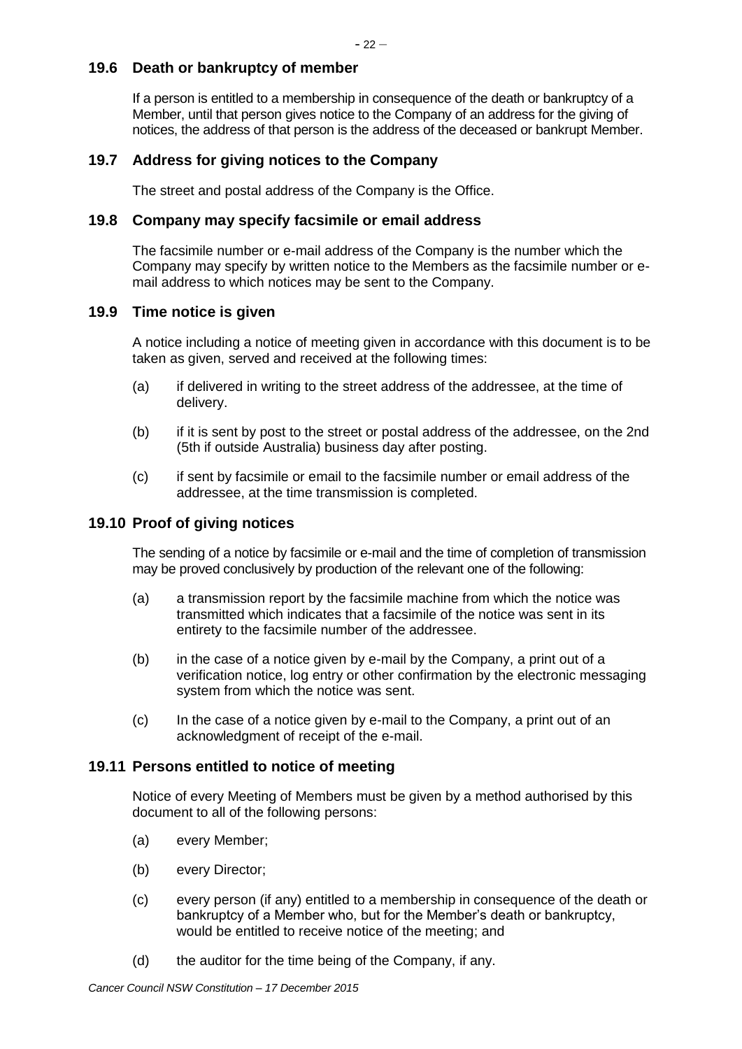## 19.6 Death or bankruptcy of member

If a person is entitled to a membership in consequence of the death or bankruptcy of a Member, until that person gives notice to the Company of an address for the giving of notices, the address of that person is the address of the deceased or bankrupt Member.

## 19.7 Address for giving notices to the Company

The street and postal address of the Company is the Office.

## 19.8 Company may specify facsimile or email address

The facsimile number or e-mail address of the Company is the number which the Company may specify by written notice to the Members as the facsimile number or e-mail address to which notices may be sent to the Company.

## 19.9 Time notice is given

A notice including a notice of meeting given in accordance with this document is to be taken as given, served and received at the following times:

(a) if delivered in writing to the street address of the addressee, at the time of delivery.

(b) if it is sent by post to the street or postal address of the addressee, on the 2nd (5th if outside Australia) business day after posting.

(c) if sent by facsimile or email to the facsimile number or email address of the addressee, at the time transmission is completed.

## 19.10 Proof of giving notices

The sending of a notice by facsimile or e-mail and the time of completion of transmission may be proved conclusively by production of the relevant one of the following:

(a) a transmission report by the facsimile machine from which the notice was transmitted which indicates that a facsimile of the notice was sent in its entirety to the facsimile number of the addressee.

(b) in the case of a notice given by e-mail by the Company, a print out of a verification notice, log entry or other confirmation by the electronic messaging system from which the notice was sent.

(c) In the case of a notice given by e-mail to the Company, a print out of an acknowledgment of receipt of the e-mail.

## 19.11 Persons entitled to notice of meeting

Notice of every Meeting of Members must be given by a method authorised by this document to all of the following persons:

(a) every Member;

(b) every Director;

(c) every person (if any) entitled to a membership in consequence of the death or bankruptcy of a Member who, but for the Member's death or bankruptcy, would be entitled to receive notice of the meeting; and

(d) the auditor for the time being of the Company, if any.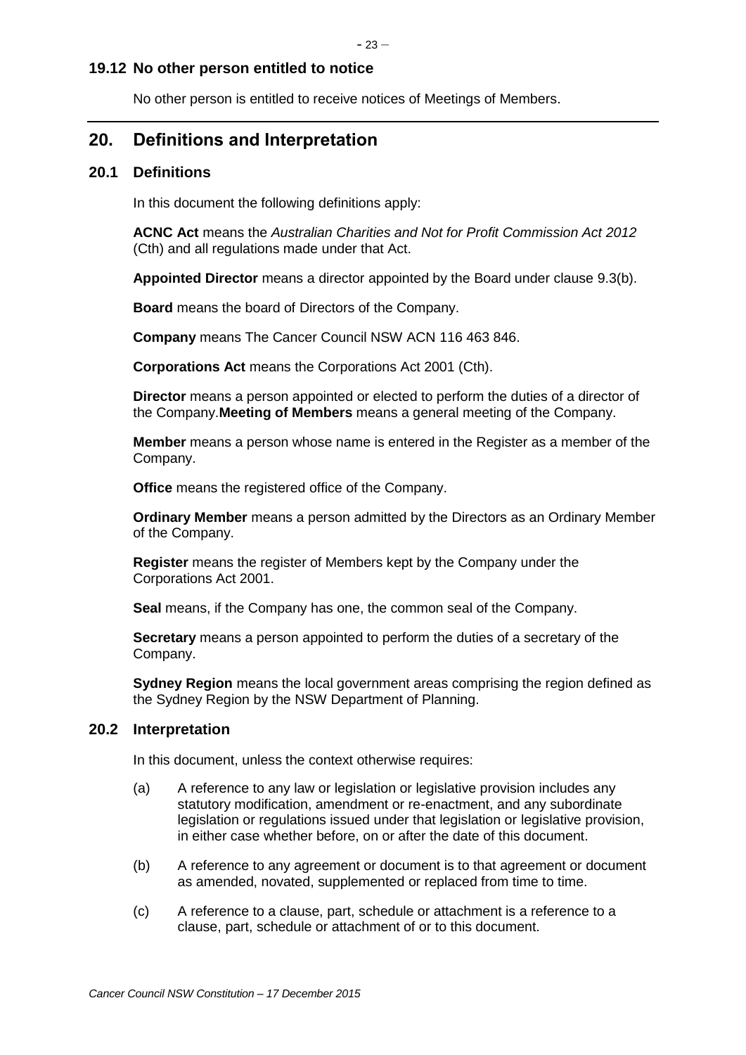### 19.12 No other person entitled to notice

No other person is entitled to receive notices of Meetings of Members.

## 20. Definitions and Interpretation

### 20.1 Definitions

In this document the following definitions apply:

**ACNC Act** means the *Australian Charities and Not for Profit Commission Act 2012* (Cth) and all regulations made under that Act.

**Appointed Director** means a director appointed by the Board under clause 9.3(b).

**Board** means the board of Directors of the Company.

**Company** means The Cancer Council NSW ACN 116 463 846.

**Corporations Act** means the Corporations Act 2001 (Cth).

**Director** means a person appointed or elected to perform the duties of a director of the Company.**Meeting of Members** means a general meeting of the Company.

**Member** means a person whose name is entered in the Register as a member of the Company.

**Office** means the registered office of the Company.

**Ordinary Member** means a person admitted by the Directors as an Ordinary Member of the Company.

**Register** means the register of Members kept by the Company under the Corporations Act 2001.

**Seal** means, if the Company has one, the common seal of the Company.

**Secretary** means a person appointed to perform the duties of a secretary of the Company.

**Sydney Region** means the local government areas comprising the region defined as the Sydney Region by the NSW Department of Planning.

### 20.2 Interpretation

In this document, unless the context otherwise requires:

(a) A reference to any law or legislation or legislative provision includes any statutory modification, amendment or re-enactment, and any subordinate legislation or regulations issued under that legislation or legislative provision, in either case whether before, on or after the date of this document.

(b) A reference to any agreement or document is to that agreement or document as amended, novated, supplemented or replaced from time to time.

(c) A reference to a clause, part, schedule or attachment is a reference to a clause, part, schedule or attachment of or to this document.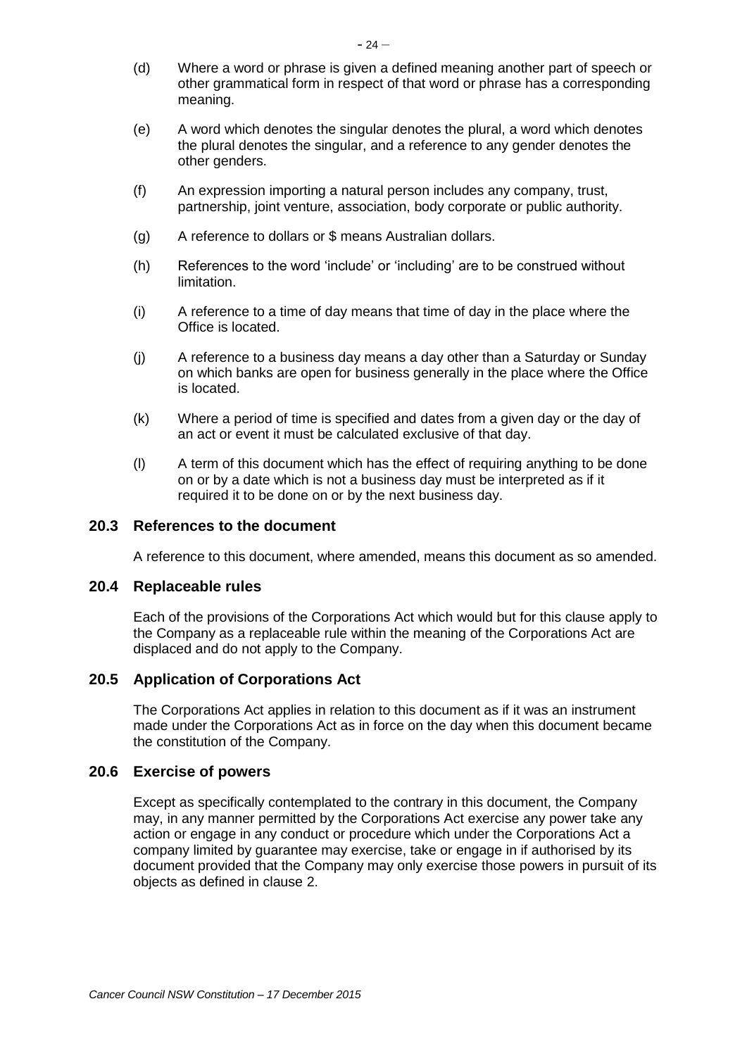(d) Where a word or phrase is given a defined meaning another part of speech or other grammatical form in respect of that word or phrase has a corresponding meaning.

(e) A word which denotes the singular denotes the plural, a word which denotes the plural denotes the singular, and a reference to any gender denotes the other genders.

(f) An expression importing a natural person includes any company, trust, partnership, joint venture, association, body corporate or public authority.

(g) A reference to dollars or $ means Australian dollars.

(h) References to the word 'include' or 'including' are to be construed without limitation.

(i) A reference to a time of day means that time of day in the place where the Office is located.

(j) A reference to a business day means a day other than a Saturday or Sunday on which banks are open for business generally in the place where the Office is located.

(k) Where a period of time is specified and dates from a given day or the day of an act or event it must be calculated exclusive of that day.

(l) A term of this document which has the effect of requiring anything to be done on or by a date which is not a business day must be interpreted as if it required it to be done on or by the next business day.

### 20.3 References to the document

A reference to this document, where amended, means this document as so amended.

### 20.4 Replaceable rules

Each of the provisions of the Corporations Act which would but for this clause apply to the Company as a replaceable rule within the meaning of the Corporations Act are displaced and do not apply to the Company.

### 20.5 Application of Corporations Act

The Corporations Act applies in relation to this document as if it was an instrument made under the Corporations Act as in force on the day when this document became the constitution of the Company.

### 20.6 Exercise of powers

Except as specifically contemplated to the contrary in this document, the Company may, in any manner permitted by the Corporations Act exercise any power take any action or engage in any conduct or procedure which under the Corporations Act a company limited by guarantee may exercise, take or engage in if authorised by its document provided that the Company may only exercise those powers in pursuit of its objects as defined in clause 2.